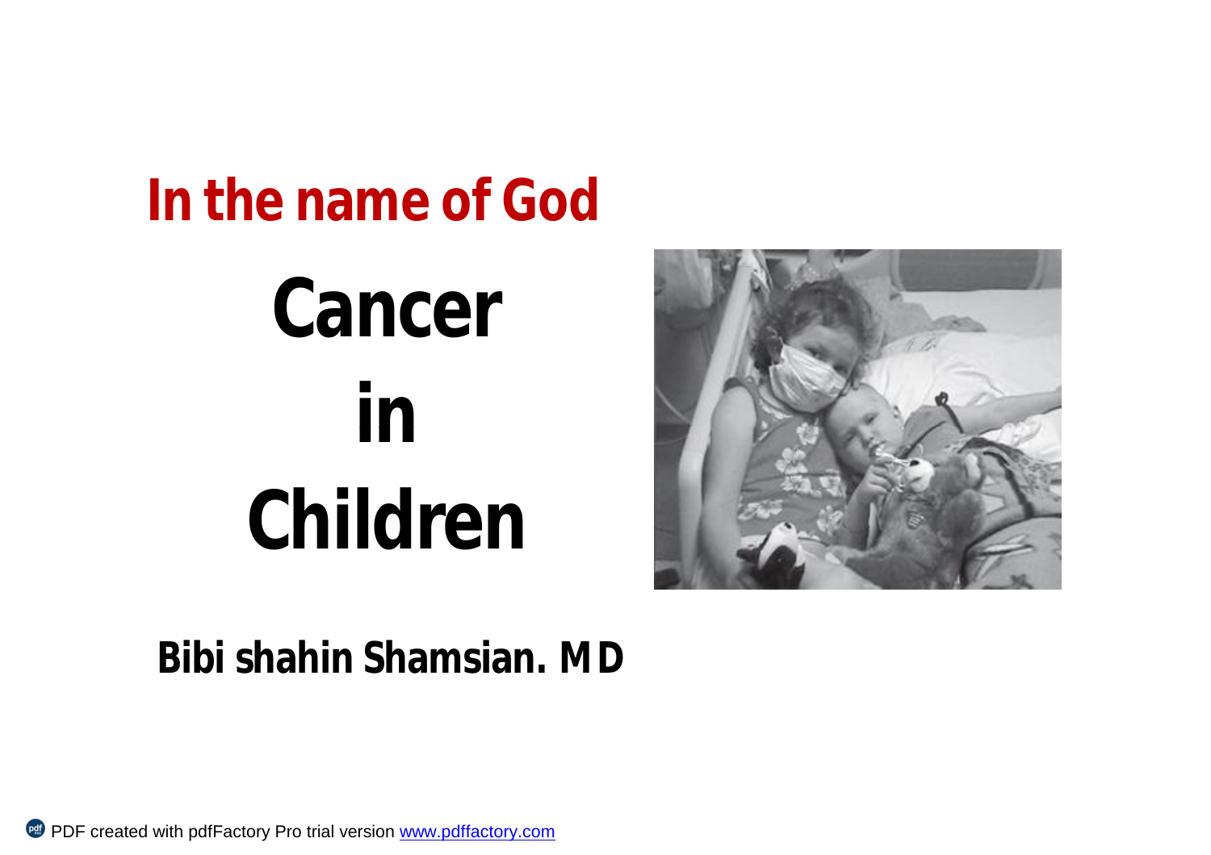**In the name of God**

# Cancer in Children

**Bibi shahin Shamsian. MD**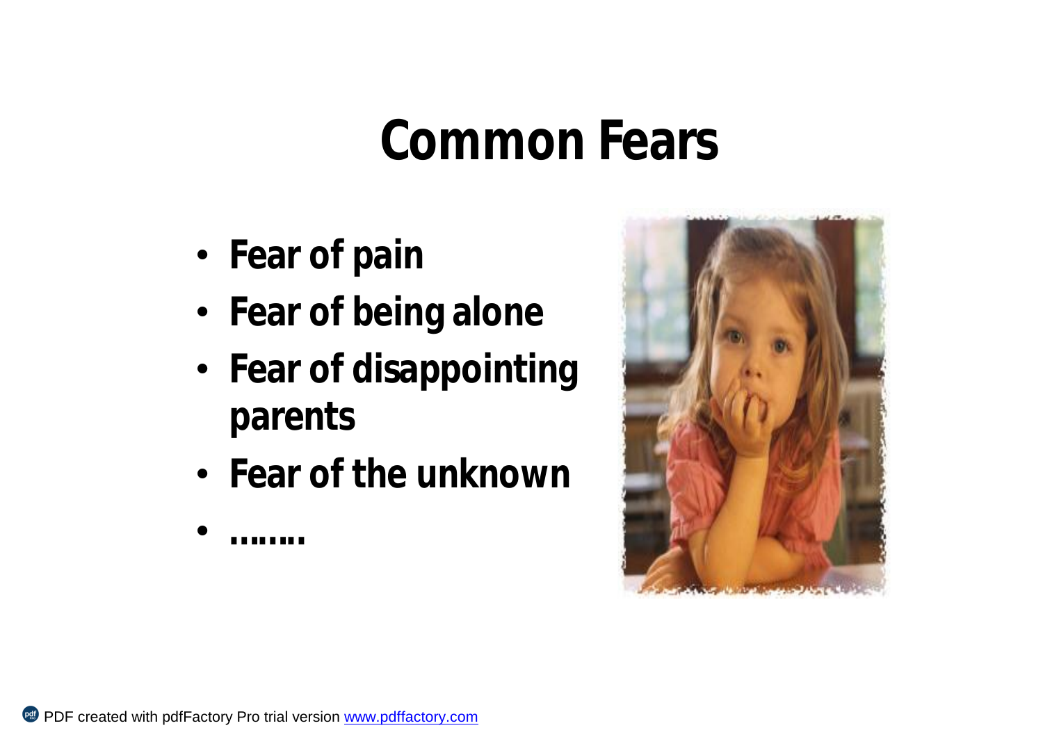# Common Fears

- Fear of pain
- Fear of being alone
- Fear of disappointing parents
- Fear of the unknown
- ……..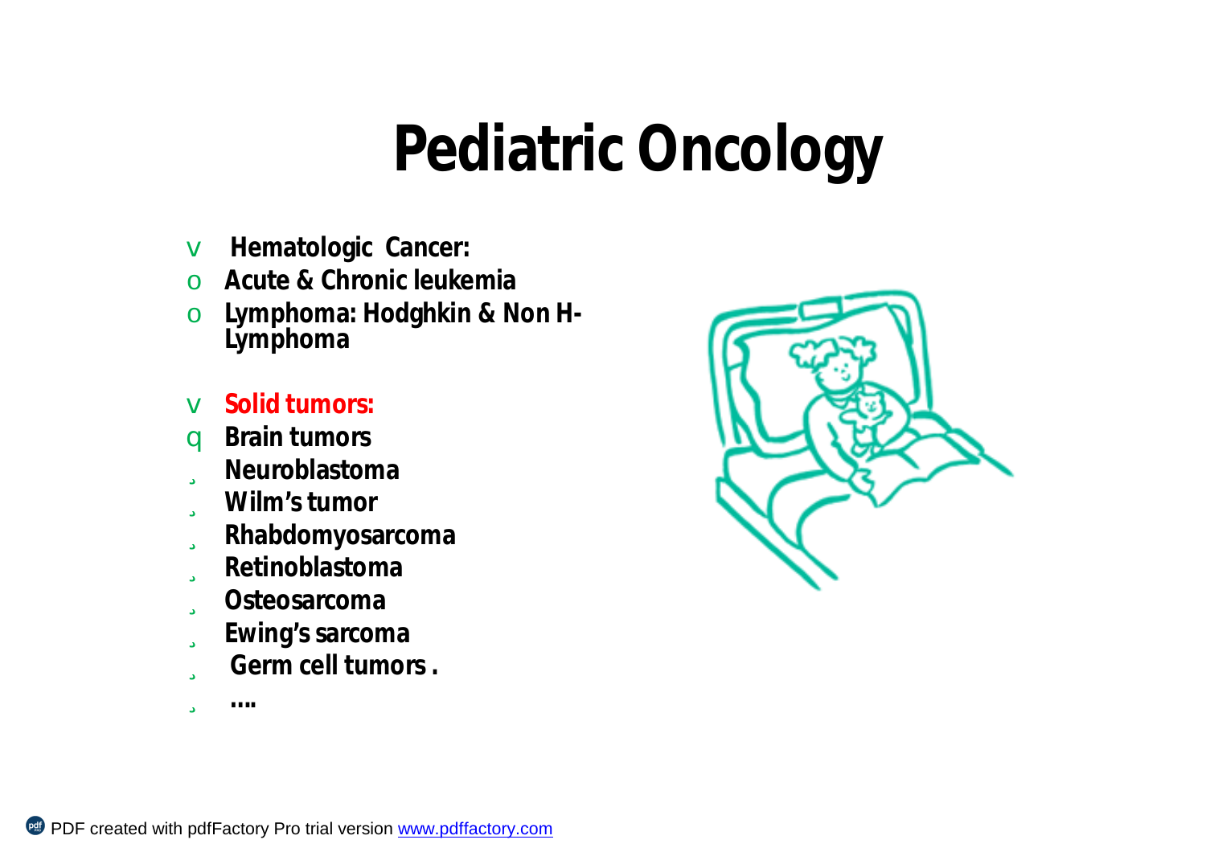# Pediatric Oncology

- **Hematologic Cancer:**
  - **Acute & Chronic leukemia**
  - **Lymphoma: Hodghkin & Non H-Lymphoma**

- **Solid tumors:**
  - **Brain tumors**
  - **Neuroblastoma**
  - **Wilm's tumor**
  - **Rhabdomyosarcoma**
  - **Retinoblastoma**
  - **Osteosarcoma**
  - **Ewing's sarcoma**
  - **Germ cell tumors .**
  - **….**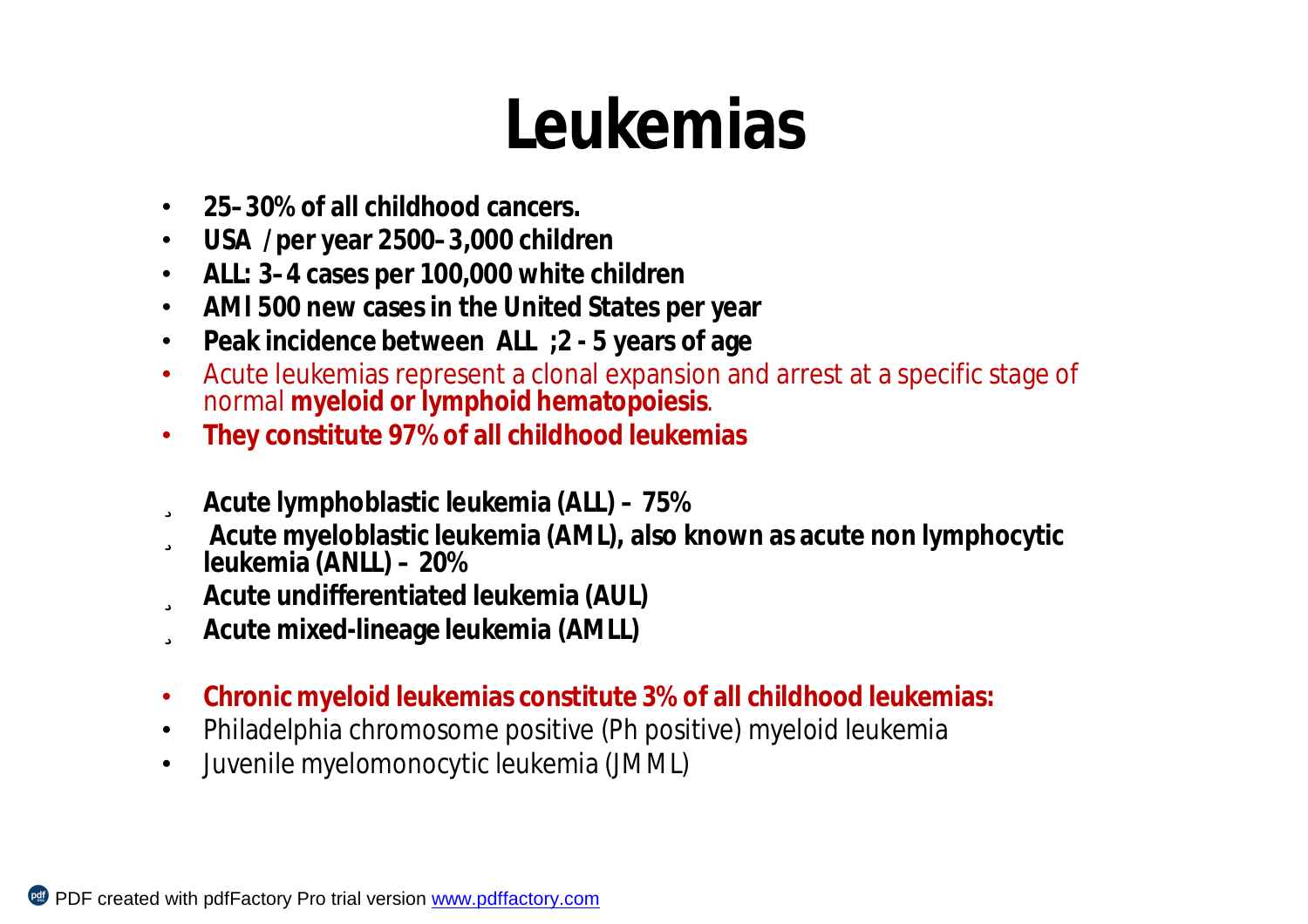# Leukemias

- **25–30% of all childhood cancers.**
- **USA / per year 2500–3,000 children**
- **ALL: 3–4 cases per 100,000 white children**
- **AMl 500 new cases in the United States per year**
- **Peak incidence between ALL ;2 - 5 years of age**
- Acute leukemias represent a clonal expansion and arrest at a specific stage of normal **myeloid or lymphoid hematopoiesis**.
- **They constitute 97% of all childhood leukemias**

  - **Acute lymphoblastic leukemia (ALL) – 75%**
  - **Acute myeloblastic leukemia (AML), also known as acute non lymphocytic leukemia (ANLL) – 20%**
  - **Acute undifferentiated leukemia (AUL)**
  - **Acute mixed-lineage leukemia (AMLL)**

- **Chronic myeloid leukemias constitute 3% of all childhood leukemias:**
- Philadelphia chromosome positive (Ph positive) myeloid leukemia
- Juvenile myelomonocytic leukemia (JMML)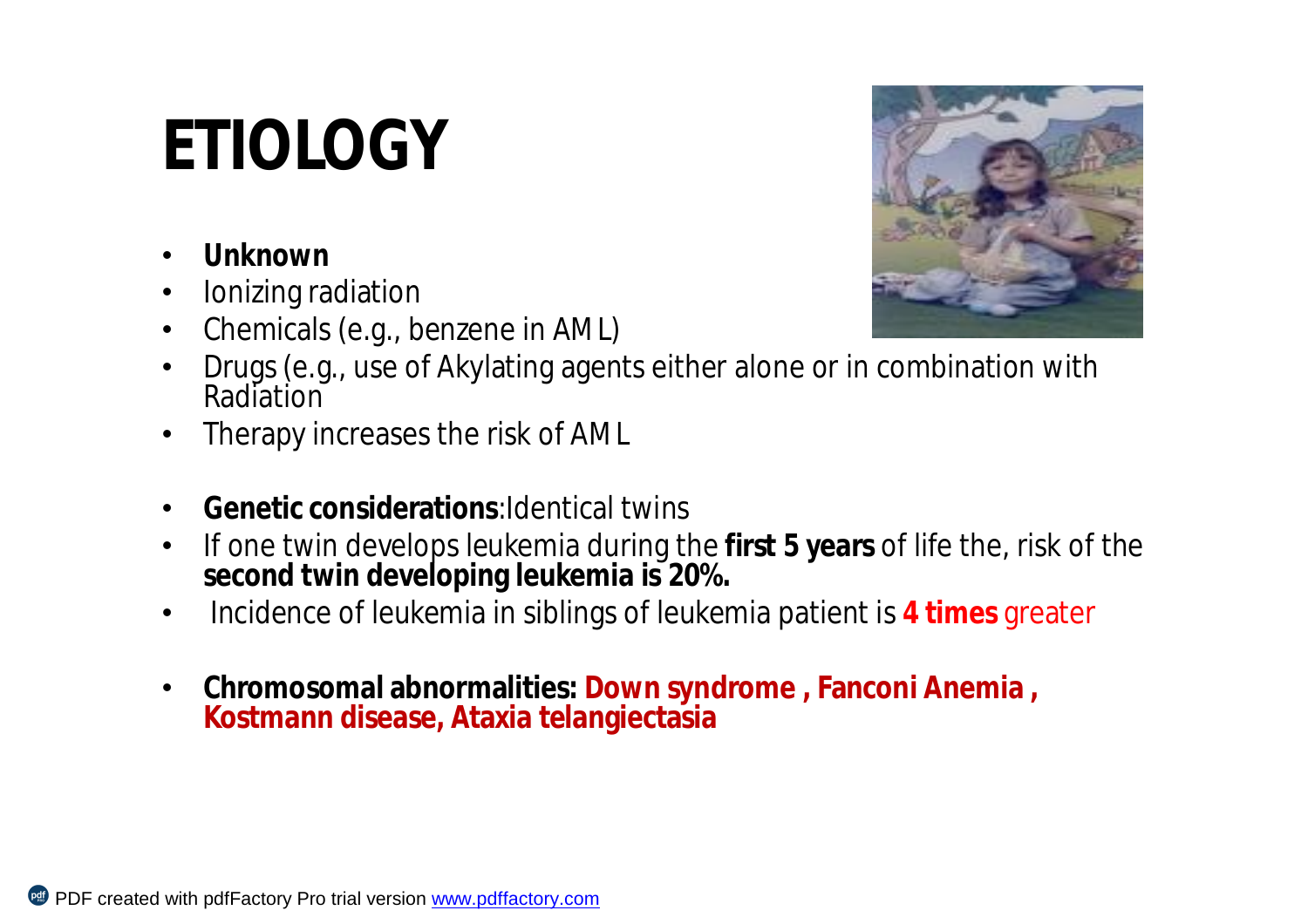# ETIOLOGY

- **Unknown**
- Ionizing radiation
- Chemicals (e.g., benzene in AML)
- Drugs (e.g., use of Akylating agents either alone or in combination with Radiation
- Therapy increases the risk of AML

- **Genetic considerations**:Identical twins
- If one twin develops leukemia during the **first 5 years** of life the, risk of the **second twin developing leukemia is 20%.**
- Incidence of leukemia in siblings of leukemia patient is **4 times** greater

- **Chromosomal abnormalities: Down syndrome , Fanconi Anemia , Kostmann disease, Ataxia telangiectasia**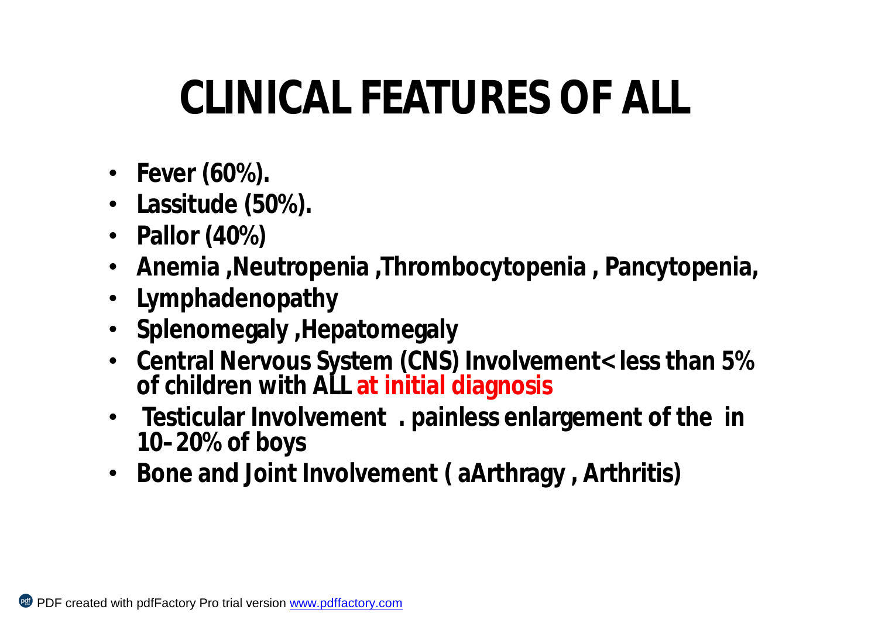# CLINICAL FEATURES OF ALL

- **Fever (60%).**
- **Lassitude (50%).**
- **Pallor (40%)**
- **Anemia ,Neutropenia ,Thrombocytopenia , Pancytopenia,**
- **Lymphadenopathy**
- **Splenomegaly ,Hepatomegaly**
- **Central Nervous System (CNS) Involvement< less than 5% of children with ALL at initial diagnosis**
- **Testicular Involvement . painless enlargement of the in 10–20% of boys**
- **Bone and Joint Involvement ( aArthragy , Arthritis)**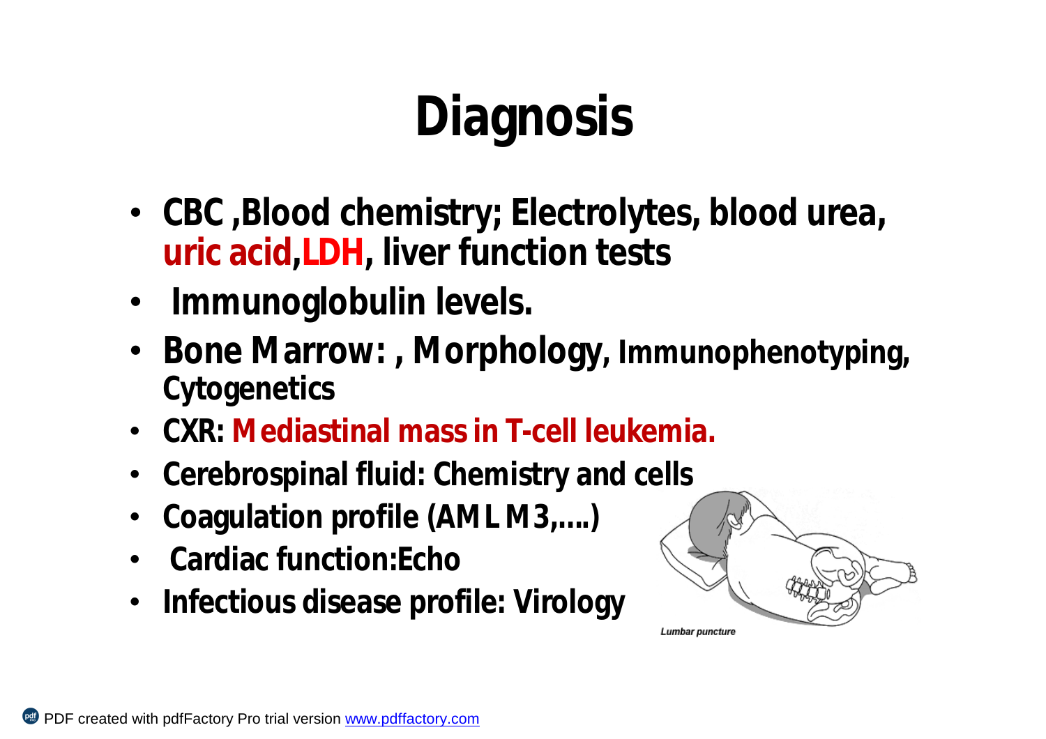# Diagnosis

- CBC ,Blood chemistry; Electrolytes, blood urea, uric acid,LDH, liver function tests
- Immunoglobulin levels.
- Bone Marrow: , Morphology, Immunophenotyping, Cytogenetics
- CXR: Mediastinal mass in T-cell leukemia.
- Cerebrospinal fluid: Chemistry and cells
- Coagulation profile (AML M3,….)
- Cardiac function:Echo
- Infectious disease profile: Virology

*Lumbar puncture*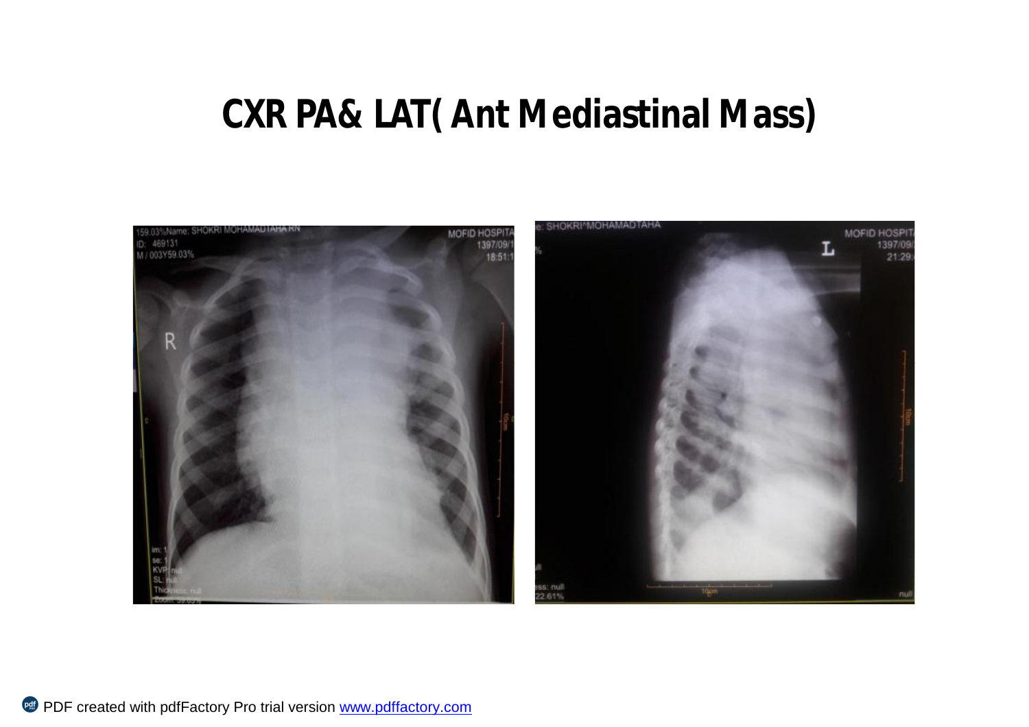# CXR PA& LAT( Ant Mediastinal Mass)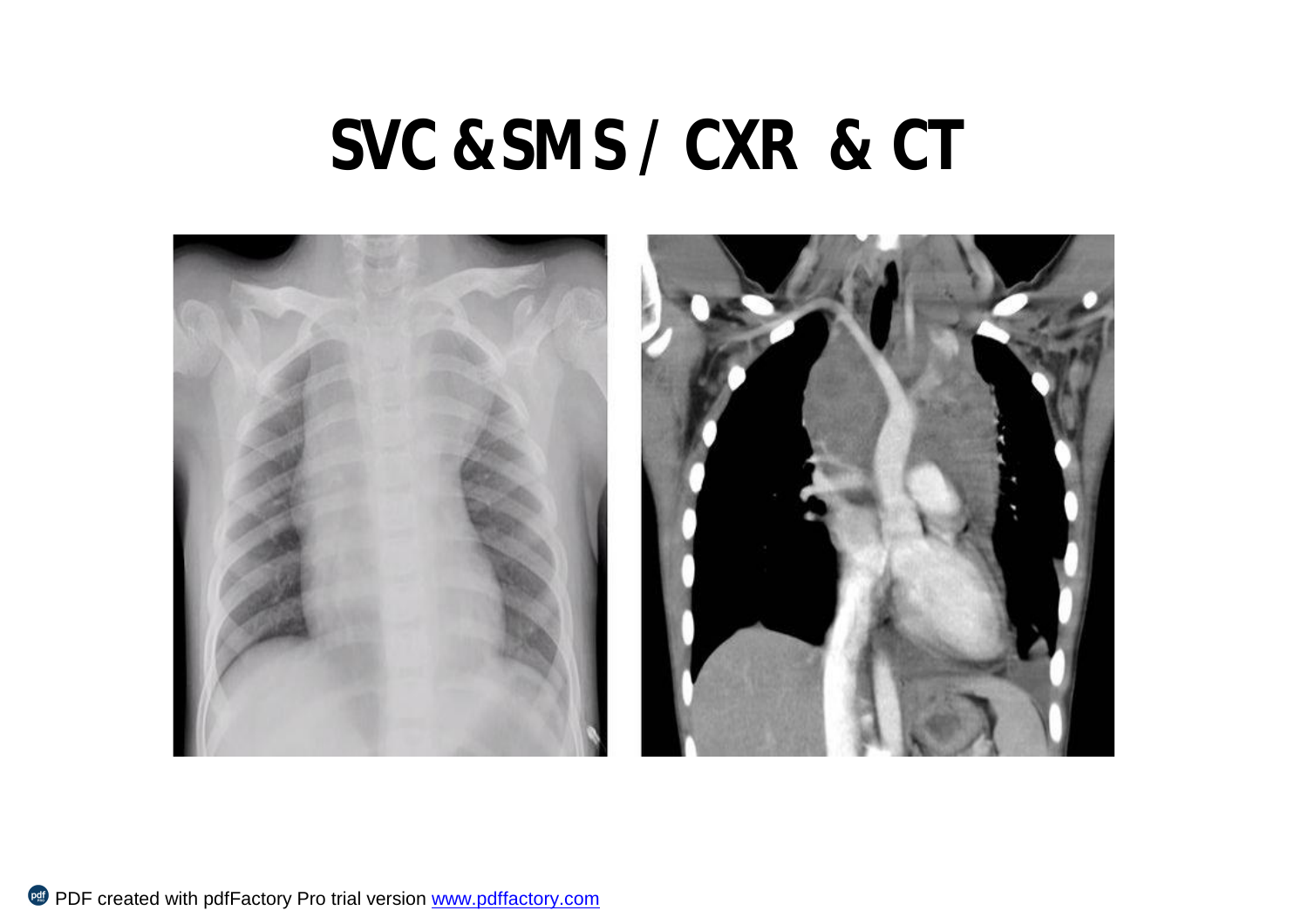# SVC &SMS / CXR & CT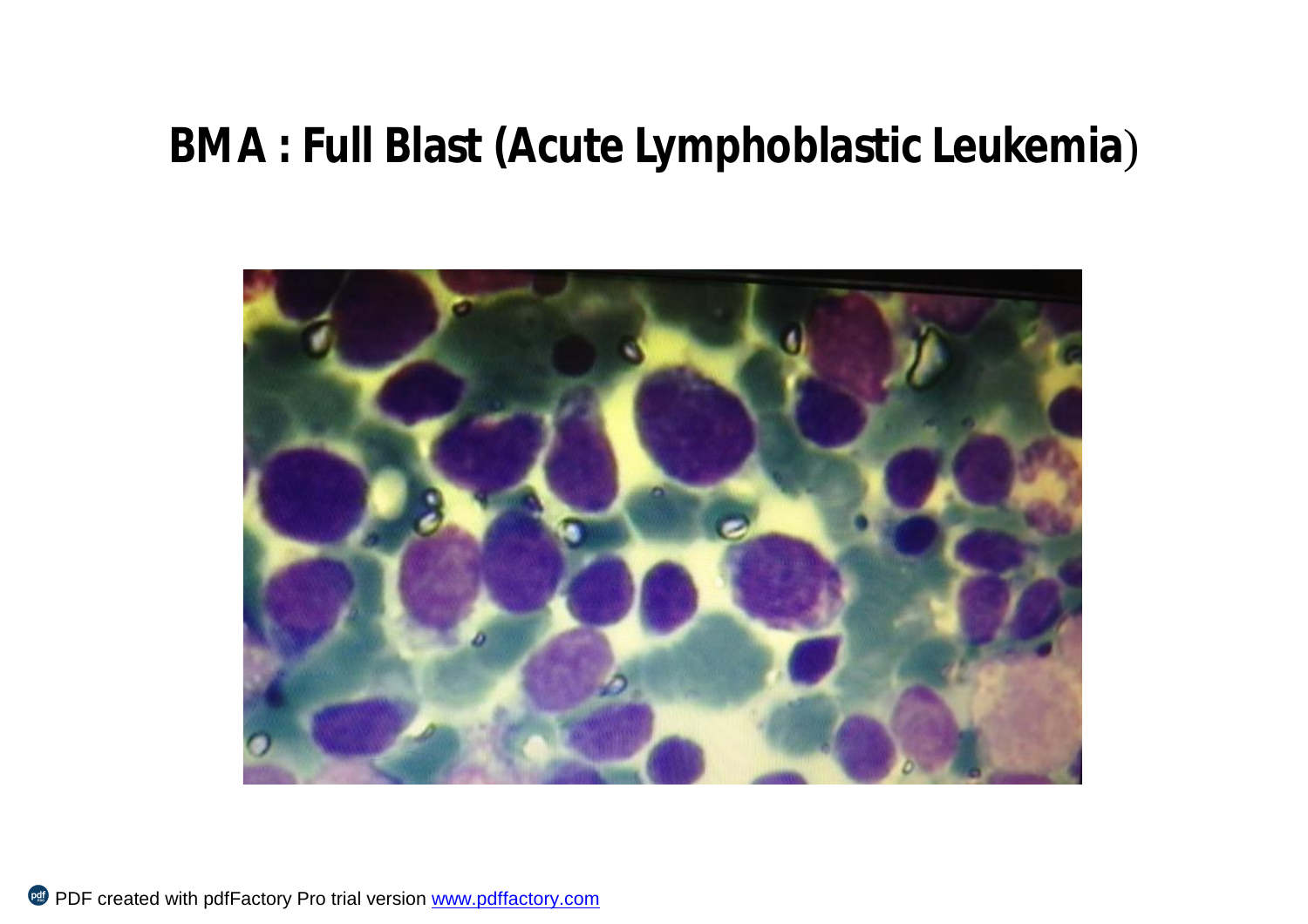# BMA : Full Blast (Acute Lymphoblastic Leukemia)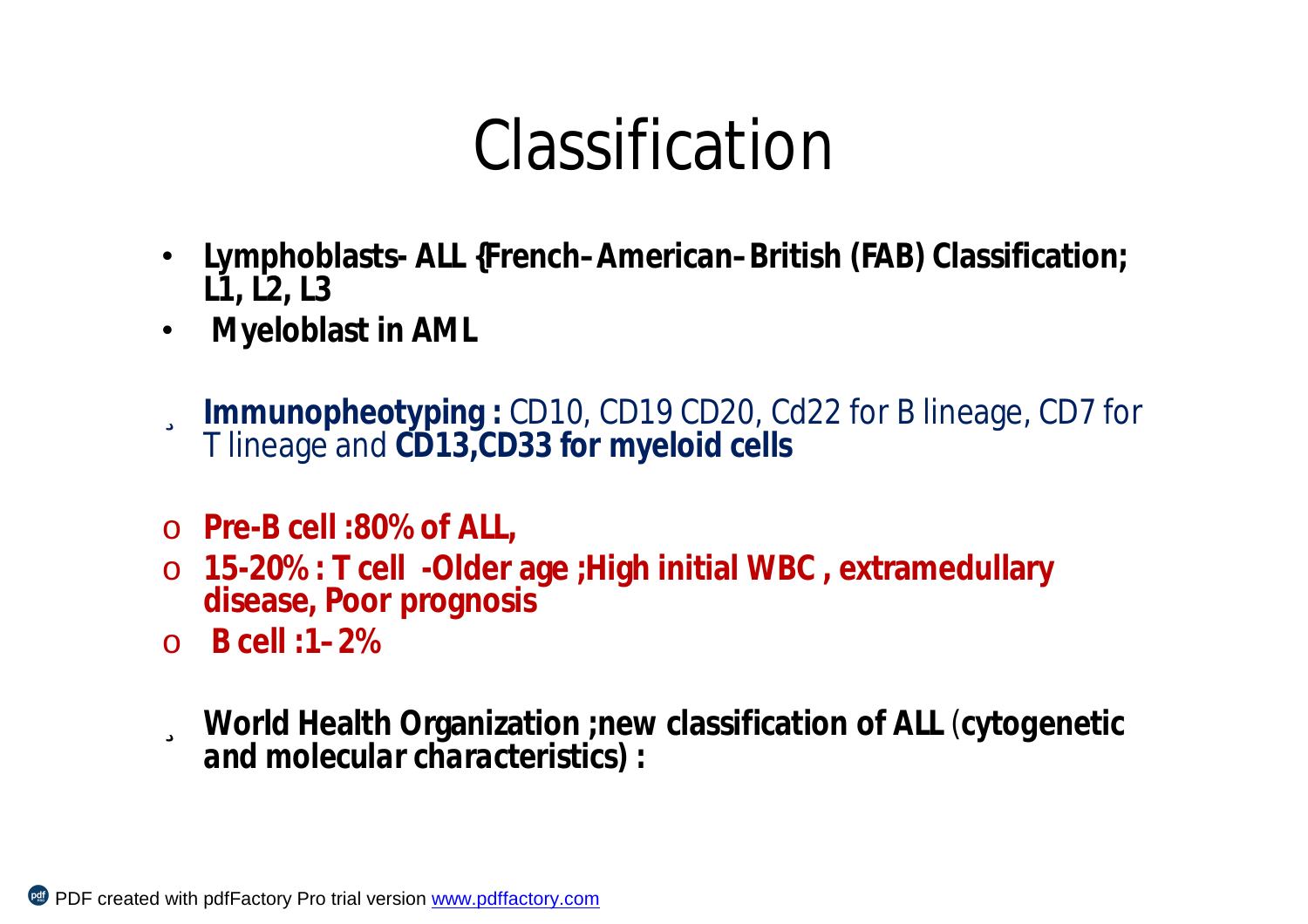# Classification

- **Lymphoblasts- ALL {French–American–British (FAB) Classification; L1, L2, L3**
- **Myeloblast in AML**

- **Immunopheotyping :** CD10, CD19 CD20, Cd22 for B lineage, CD7 for T lineage and **CD13,CD33 for myeloid cells**

- **Pre-B cell :80% of ALL,**
- **15-20% : T cell -Older age ;High initial WBC , extramedullary disease, Poor prognosis**
- **B cell :1–2%**

- **World Health Organization ;new classification of ALL (cytogenetic and molecular characteristics) :**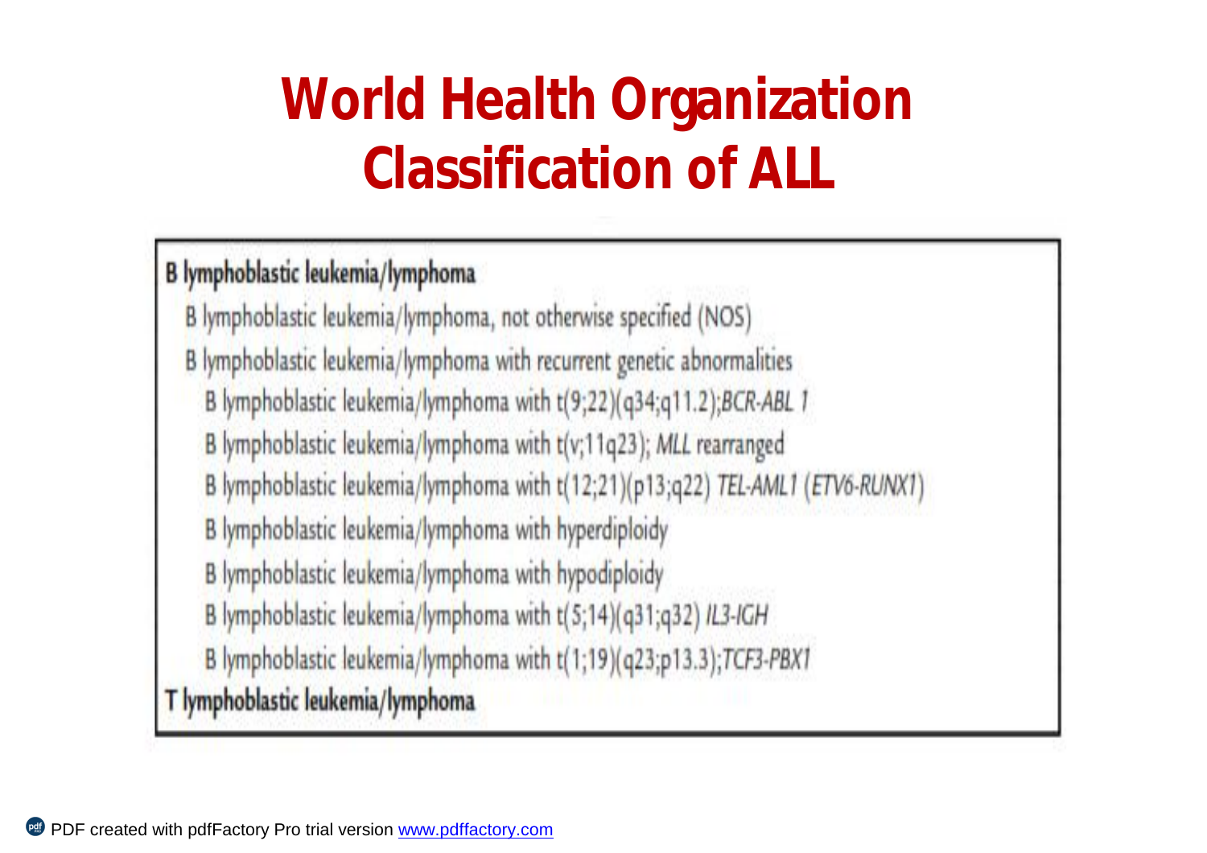# World Health Organization Classification of ALL

**B lymphoblastic leukemia/lymphoma**

- B lymphoblastic leukemia/lymphoma, not otherwise specified (NOS)
- B lymphoblastic leukemia/lymphoma with recurrent genetic abnormalities
  - B lymphoblastic leukemia/lymphoma with t(9;22)(q34;q11.2);*BCR-ABL 1*
  - B lymphoblastic leukemia/lymphoma with t(v;11q23); *MLL* rearranged
  - B lymphoblastic leukemia/lymphoma with t(12;21)(p13;q22) *TEL-AML1* (*ETV6-RUNX1*)
  - B lymphoblastic leukemia/lymphoma with hyperdiploidy
  - B lymphoblastic leukemia/lymphoma with hypodiploidy
  - B lymphoblastic leukemia/lymphoma with t(5;14)(q31;q32) *IL3-IGH*
  - B lymphoblastic leukemia/lymphoma with t(1;19)(q23;p13.3);*TCF3-PBX1*

**T lymphoblastic leukemia/lymphoma**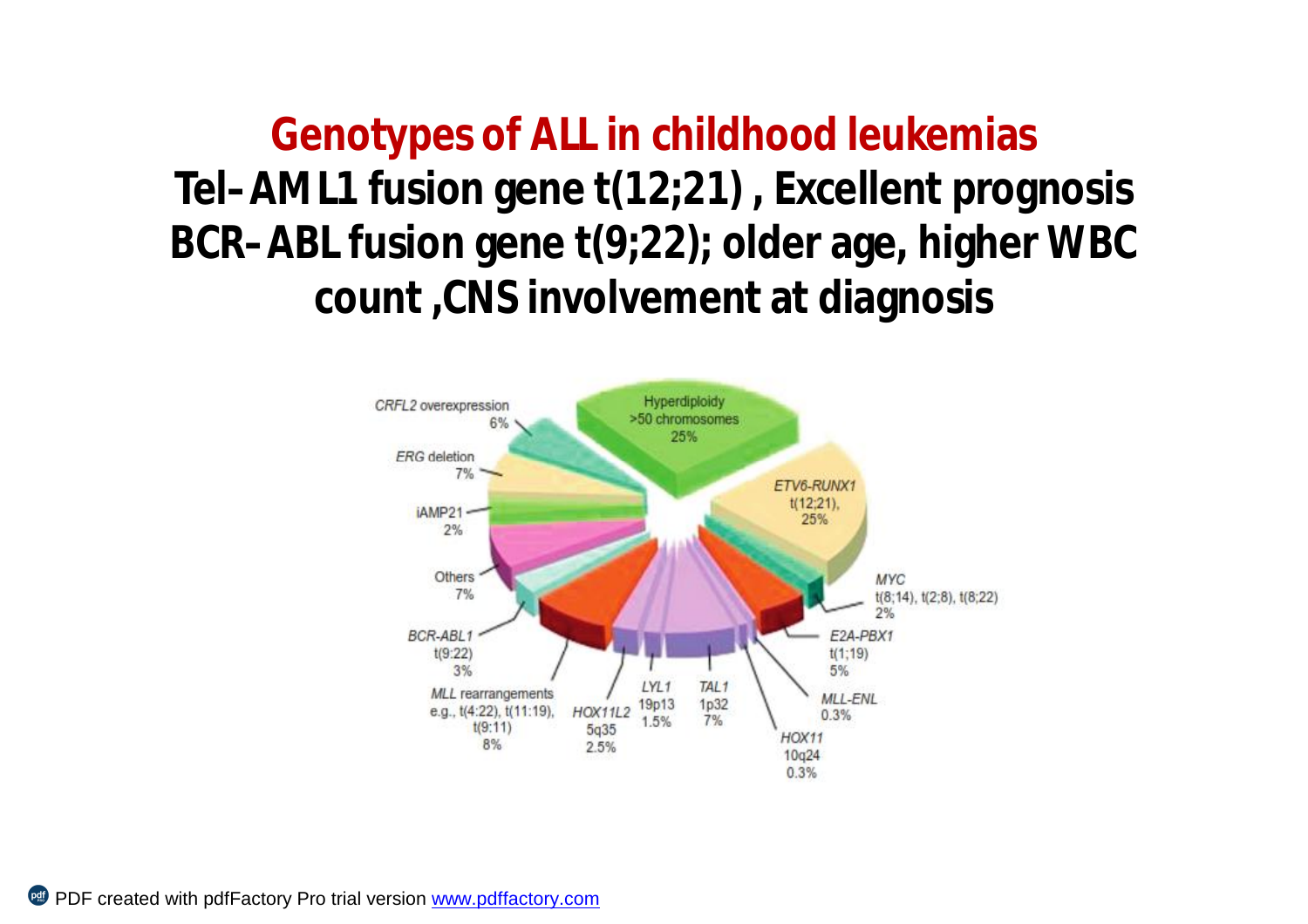# Genotypes of ALL in childhood leukemias

**Tel–AML1 fusion gene t(12;21) , Excellent prognosis**

**BCR–ABL fusion gene t(9;22); older age, higher WBC count ,CNS involvement at diagnosis**

Hyperdiploidy >50 chromosomes 25%

*ETV6-RUNX1* t(12;21), 25%

*MYC* t(8;14), t(2;8), t(8;22) 2%

*E2A-PBX1* t(1;19) 5%

*MLL-ENL* 0.3%

*HOX11* 10q24 0.3%

*TAL1* 1p32 7%

*LYL1* 19p13 1.5%

*HOX11L2* 5q35 2.5%

*MLL* rearrangements e.g., t(4:22), t(11:19), t(9:11) 8%

*BCR-ABL1* t(9:22) 3%

Others 7%

iAMP21 2%

*ERG* deletion 7%

*CRFL2* overexpression 6%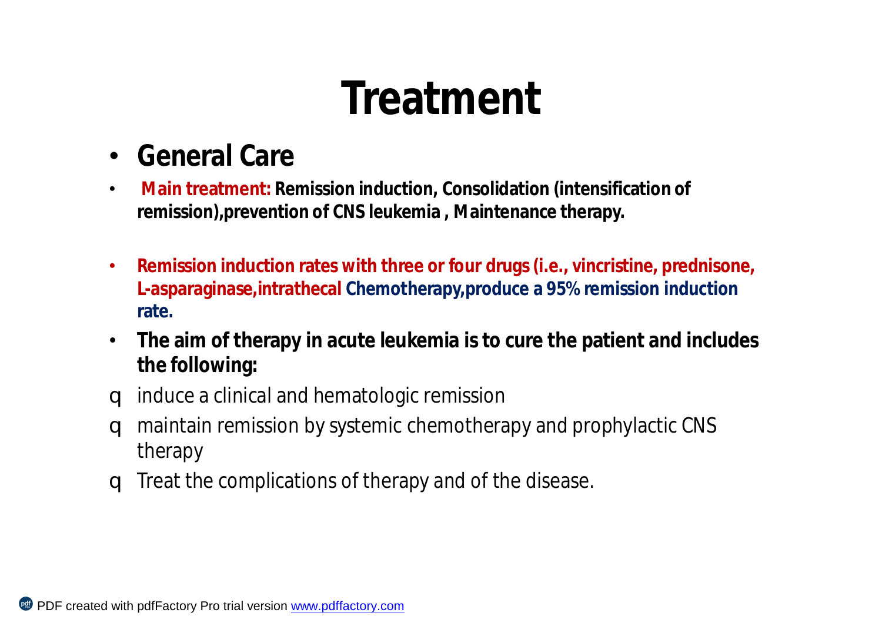# Treatment

- **General Care**
- **Main treatment: Remission induction, Consolidation (intensification of remission),prevention of CNS leukemia , Maintenance therapy.**
- **Remission induction rates with three or four drugs (i.e., vincristine, prednisone, L-asparaginase,intrathecal Chemotherapy,produce a 95% remission induction rate.**
- **The aim of therapy in acute leukemia is to cure the patient and includes the following:**

- induce a clinical and hematologic remission
- maintain remission by systemic chemotherapy and prophylactic CNS therapy
- Treat the complications of therapy and of the disease.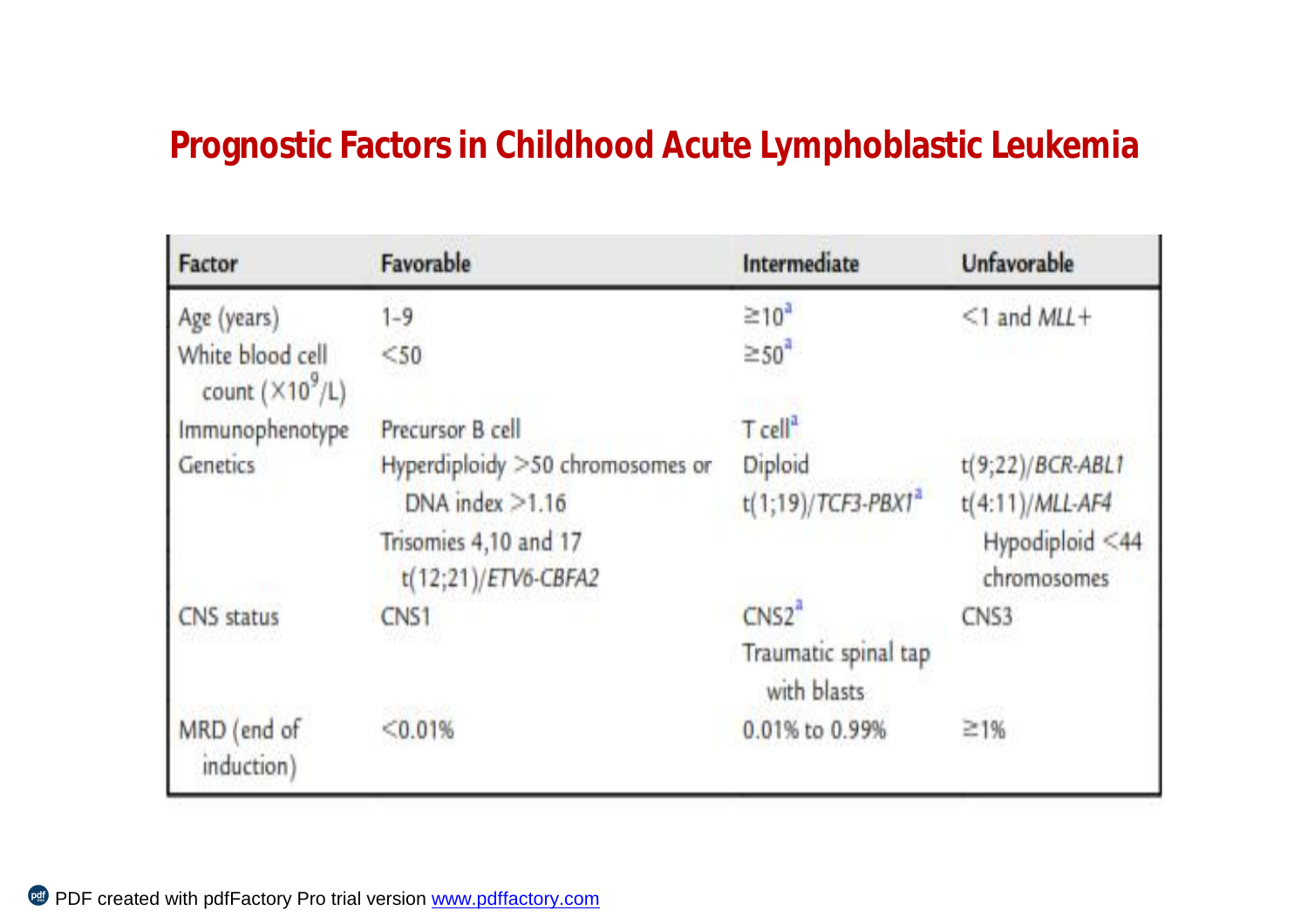# Prognostic Factors in Childhood Acute Lymphoblastic Leukemia

| Factor | Favorable | Intermediate | Unfavorable |
|---|---|---|---|
| Age (years) | 1-9 | ≥10[a] | <1 and *MLL*+ |
| White blood cell count ($\times 10^9$/L) | <50 | ≥50[a] | |
| Immunophenotype | Precursor B cell | T cell[a] | |
| Genetics | Hyperdiploidy >50 chromosomes or DNA index >1.16<br>Trisomies 4,10 and 17<br>t(12;21)/*ETV6-CBFA2* | Diploid<br>t(1;19)/*TCF3-PBX1*[a] | t(9;22)/*BCR-ABL1*<br>t(4:11)/*MLL-AF4*<br>Hypodiploid <44 chromosomes |
| CNS status | CNS1 | CNS2[a]<br>Traumatic spinal tap with blasts | CNS3 |
| MRD (end of induction) | <0.01% | 0.01% to 0.99% | ≥1% |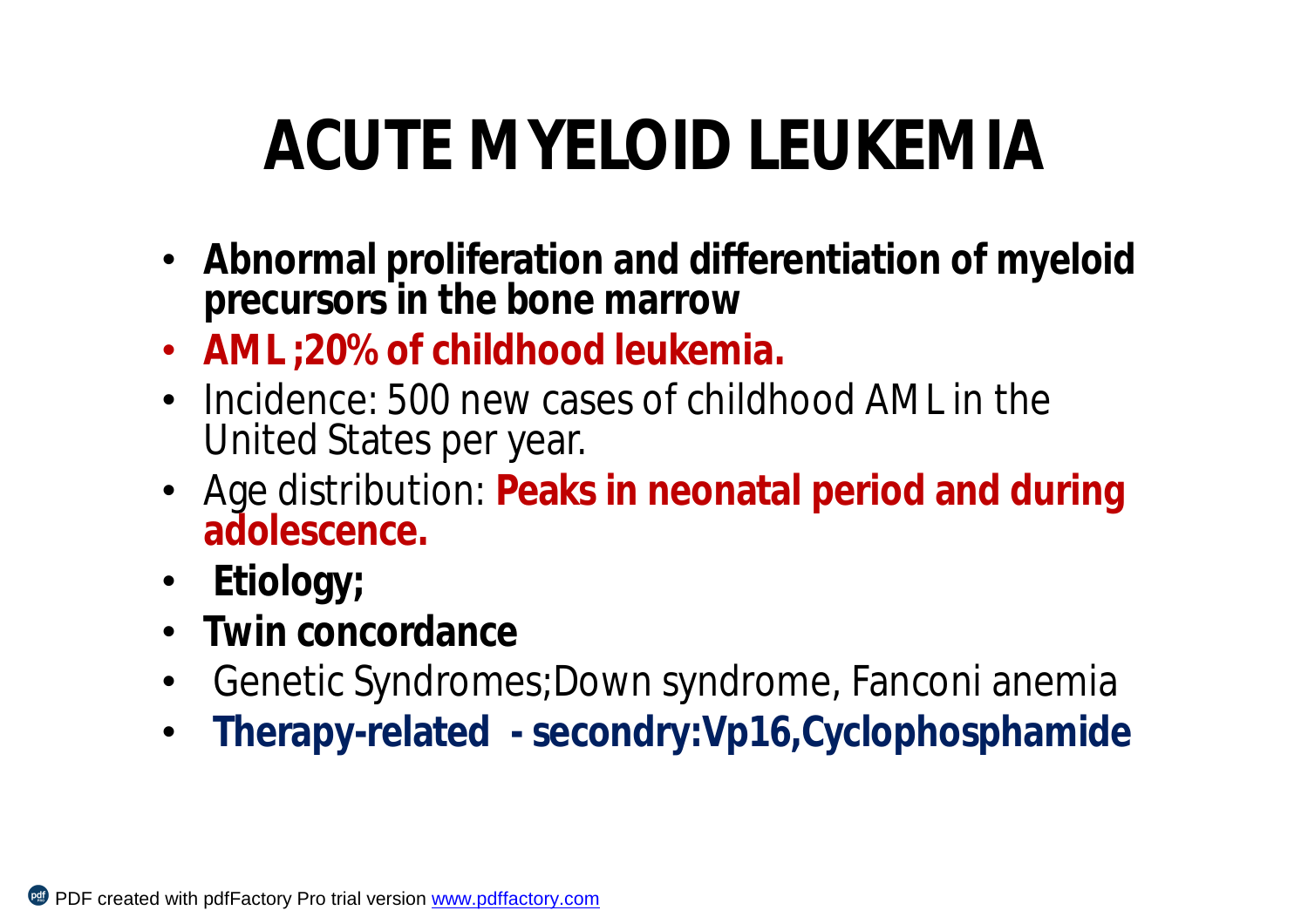# ACUTE MYELOID LEUKEMIA

- **Abnormal proliferation and differentiation of myeloid precursors in the bone marrow**
- **AML ;20% of childhood leukemia.**
- Incidence: 500 new cases of childhood AML in the United States per year.
- Age distribution: **Peaks in neonatal period and during adolescence.**
- **Etiology;**
- **Twin concordance**
- Genetic Syndromes;Down syndrome, Fanconi anemia
- **Therapy-related - secondry:Vp16,Cyclophosphamide**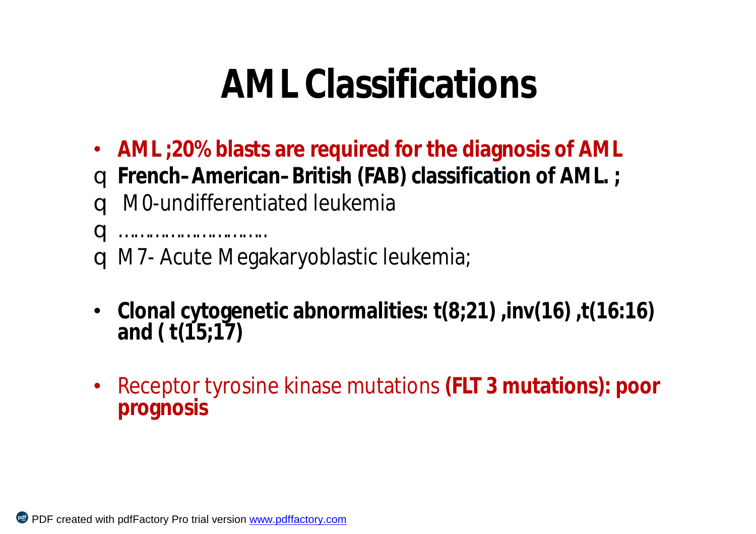# AML Classifications

- **AML ;20% blasts are required for the diagnosis of AML**
- **French–American–British (FAB) classification of AML. ;**
- M0-undifferentiated leukemia
- ……………………….
- M7- Acute Megakaryoblastic leukemia;

- **Clonal cytogenetic abnormalities: t(8;21) ,inv(16) ,t(16:16) and ( t(15;17)**

- Receptor tyrosine kinase mutations **(FLT 3 mutations): poor prognosis**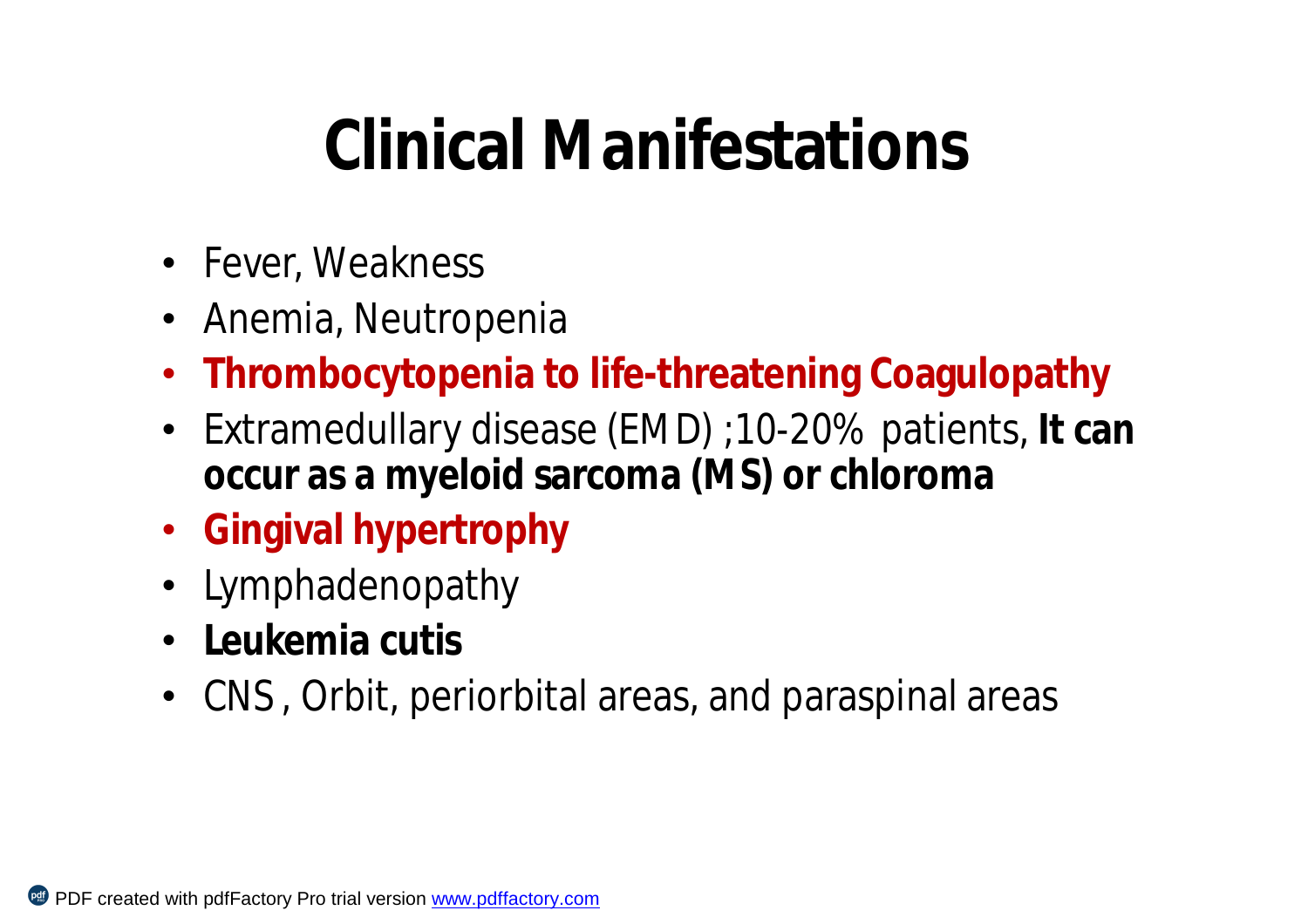# Clinical Manifestations

- Fever, Weakness
- Anemia, Neutropenia
- **Thrombocytopenia to life-threatening Coagulopathy**
- Extramedullary disease (EMD) ;10-20% patients, **It can occur as a myeloid sarcoma (MS) or chloroma**
- **Gingival hypertrophy**
- Lymphadenopathy
- **Leukemia cutis**
- CNS , Orbit, periorbital areas, and paraspinal areas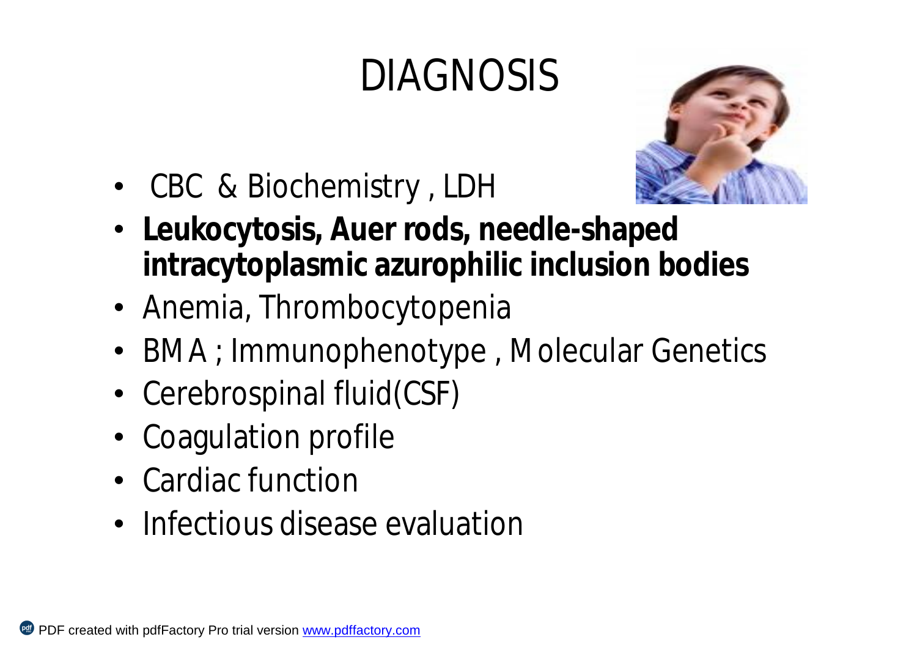# DIAGNOSIS

- CBC & Biochemistry , LDH
- **Leukocytosis, Auer rods, needle-shaped intracytoplasmic azurophilic inclusion bodies**
- Anemia, Thrombocytopenia
- BMA ; Immunophenotype , Molecular Genetics
- Cerebrospinal fluid(CSF)
- Coagulation profile
- Cardiac function
- Infectious disease evaluation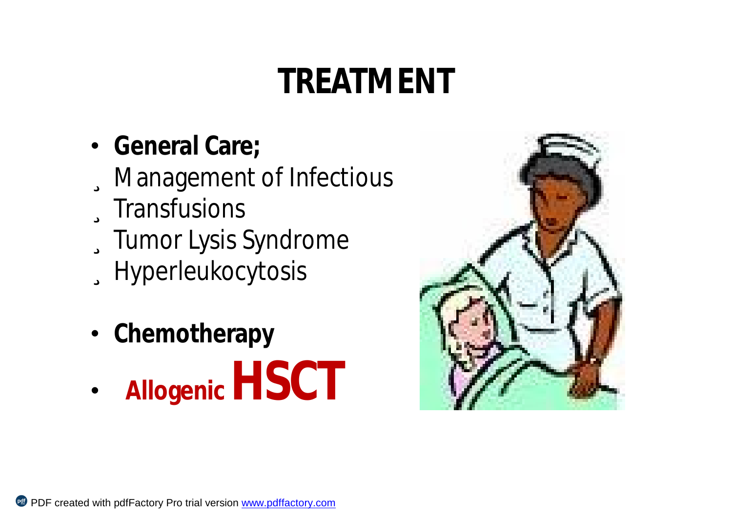# TREATMENT

- **General Care;**
  - Management of Infectious
  - Transfusions
  - Tumor Lysis Syndrome
  - Hyperleukocytosis
- **Chemotherapy**
- **Allogenic HSCT**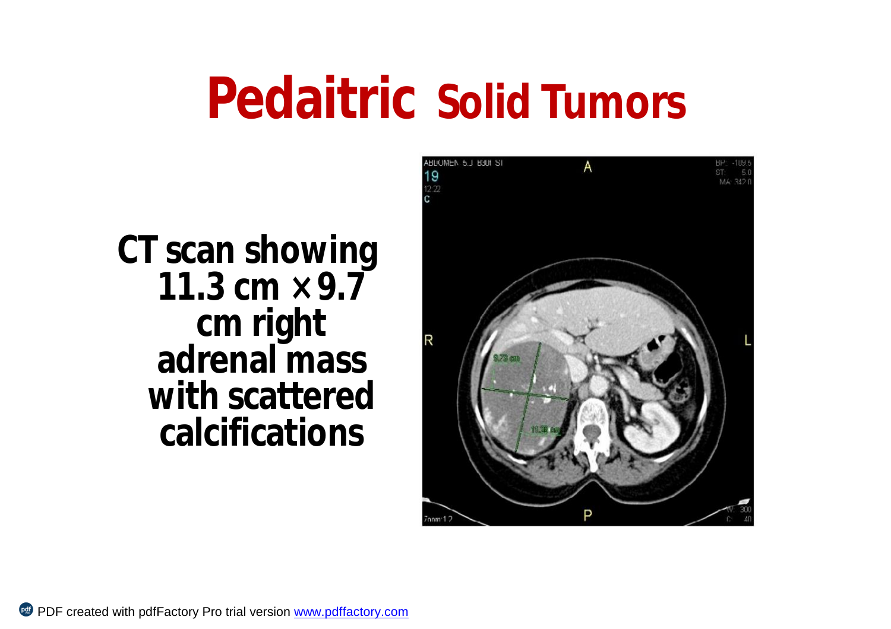# Pedaitric Solid Tumors

CT scan showing 11.3 cm × 9.7 cm right adrenal mass with scattered calcifications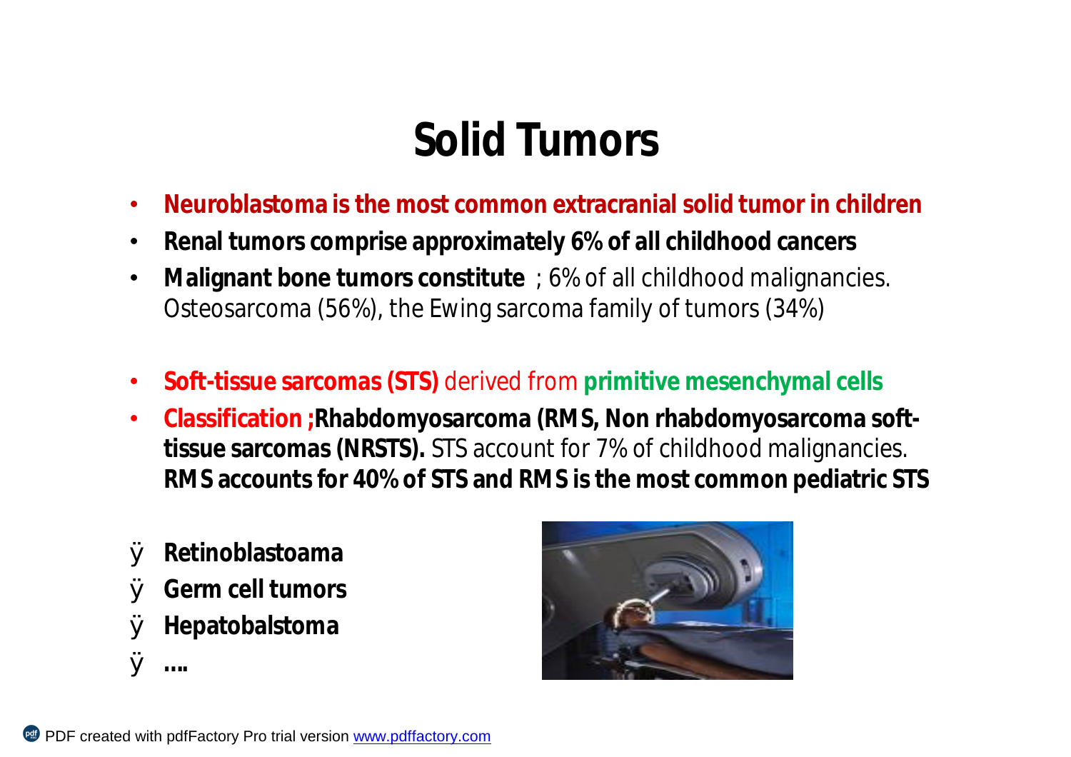# Solid Tumors

- **Neuroblastoma is the most common extracranial solid tumor in children**
- **Renal tumors comprise approximately 6% of all childhood cancers**
- **Malignant bone tumors constitute** ; 6% of all childhood malignancies. Osteosarcoma (56%), the Ewing sarcoma family of tumors (34%)

- **Soft-tissue sarcomas (STS)** derived from **primitive mesenchymal cells**
- **Classification ;Rhabdomyosarcoma (RMS, Non rhabdomyosarcoma soft-tissue sarcomas (NRSTS).** STS account for 7% of childhood malignancies. **RMS accounts for 40% of STS and RMS is the most common pediatric STS**

- **Retinoblastoama**
- **Germ cell tumors**
- **Hepatobalstoma**
- **….**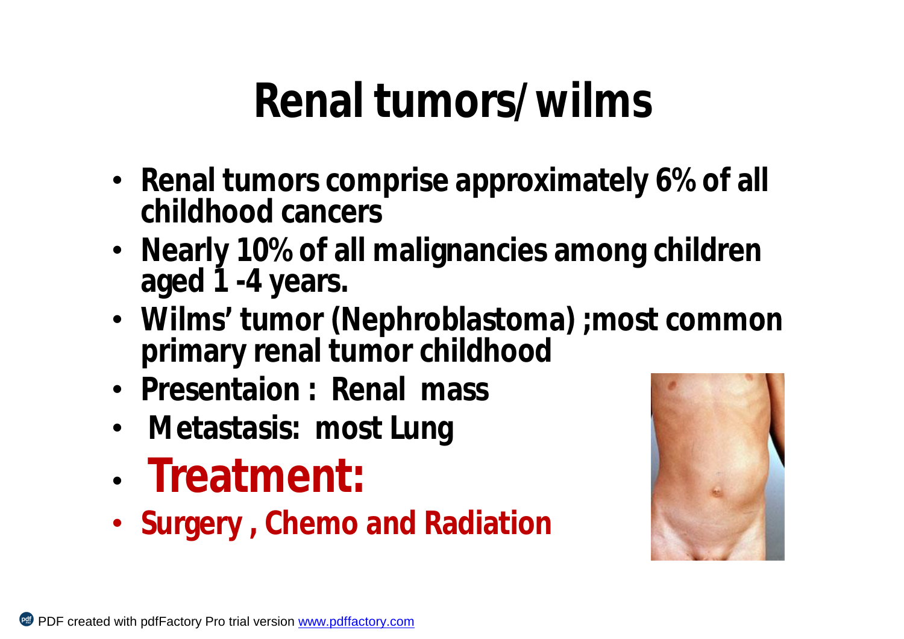# Renal tumors/ wilms

- **Renal tumors comprise approximately 6% of all childhood cancers**
- **Nearly 10% of all malignancies among children aged 1 -4 years.**
- **Wilms' tumor (Nephroblastoma) ;most common primary renal tumor childhood**
- **Presentaion : Renal mass**
- **Metastasis: most Lung**
- **Treatment:**
- **Surgery , Chemo and Radiation**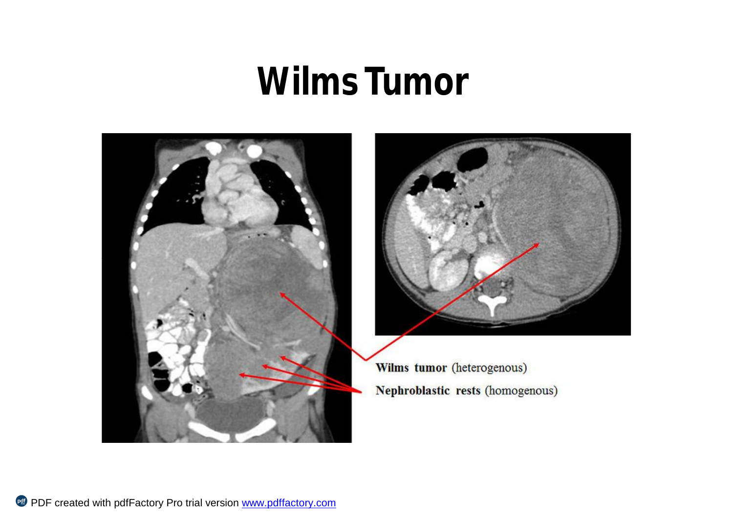# Wilms Tumor

Wilms tumor (heterogenous)

Nephroblastic rests (homogenous)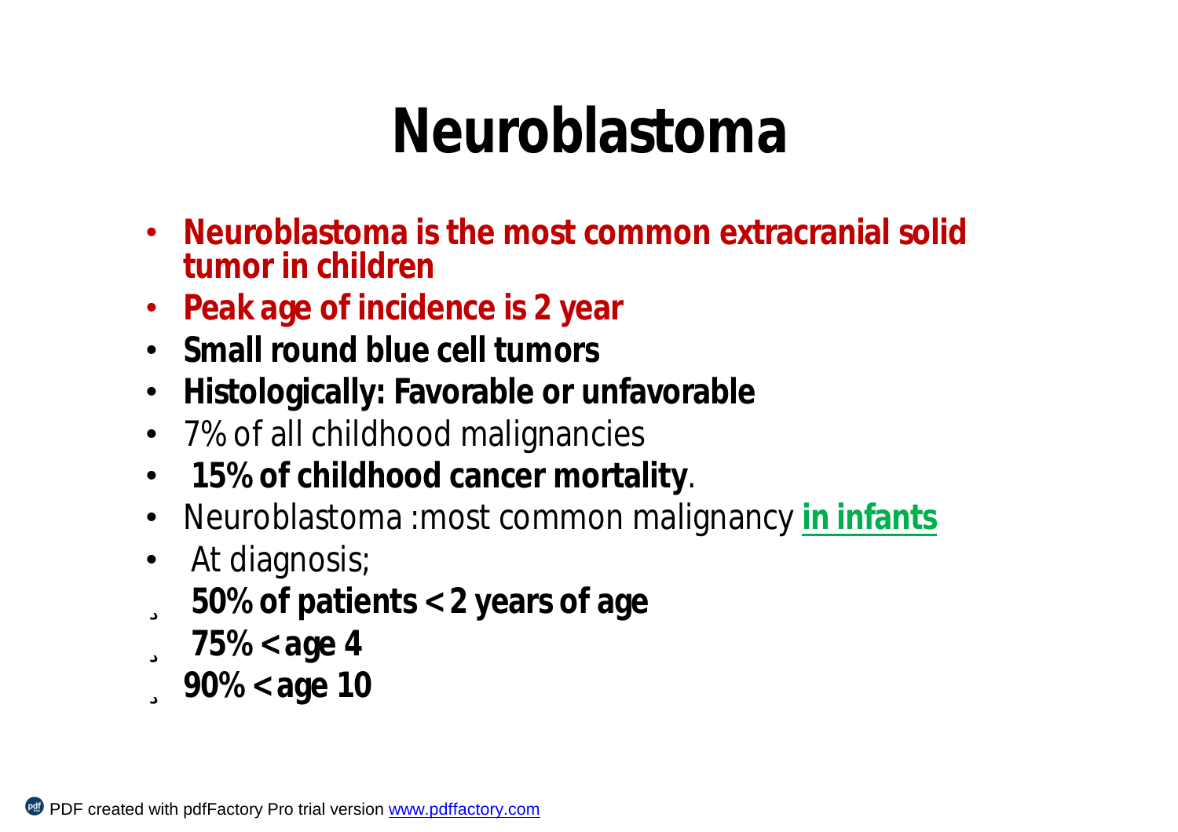# Neuroblastoma

- **Neuroblastoma is the most common extracranial solid tumor in children**
- **Peak age of incidence is 2 year**
- **Small round blue cell tumors**
- **Histologically: Favorable or unfavorable**
- 7% of all childhood malignancies
- **15% of childhood cancer mortality**.
- Neuroblastoma :most common malignancy **in infants**
- At diagnosis;
  - **50% of patients < 2 years of age**
  - **75% < age 4**
  - **90% < age 10**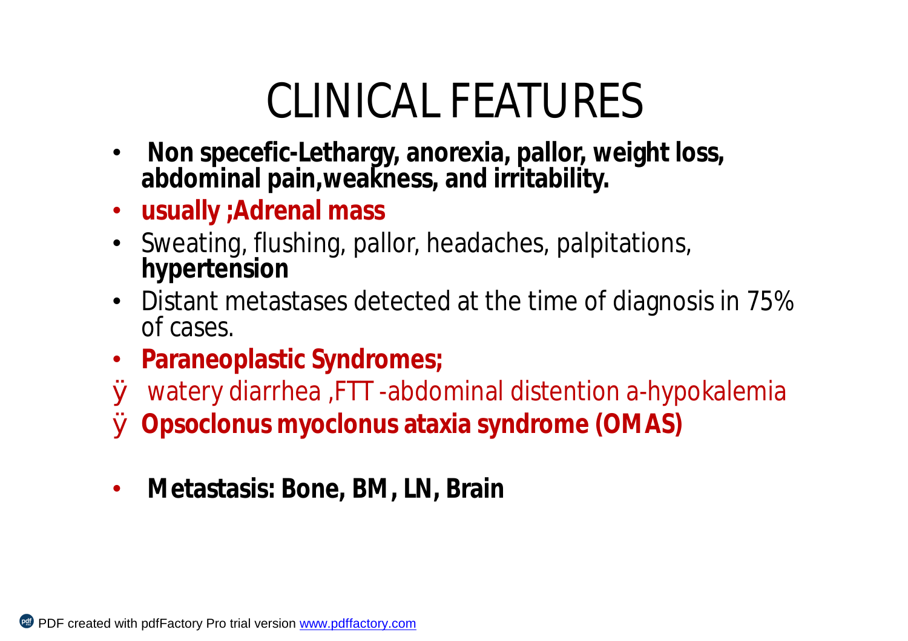# CLINICAL FEATURES

- **Non specefic-Lethargy, anorexia, pallor, weight loss, abdominal pain,weakness, and irritability.**
- **usually ;Adrenal mass**
- Sweating, flushing, pallor, headaches, palpitations, **hypertension**
- Distant metastases detected at the time of diagnosis in 75% of cases.
- **Paraneoplastic Syndromes;**
  - watery diarrhea ,FTT -abdominal distention a-hypokalemia
  - **Opsoclonus myoclonus ataxia syndrome (OMAS)**
- **Metastasis: Bone, BM, LN, Brain**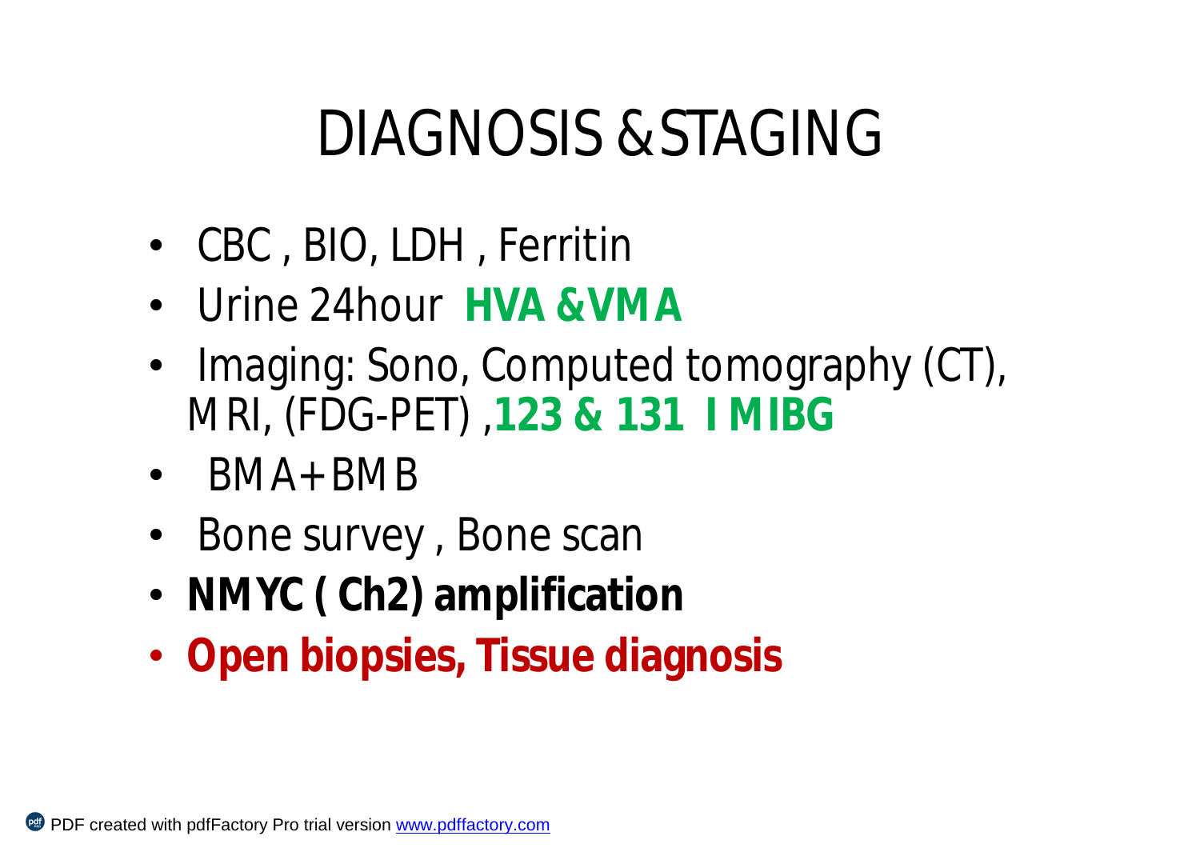# DIAGNOSIS &STAGING

- CBC , BIO, LDH , Ferritin
- Urine 24hour **HVA &VMA**
- Imaging: Sono, Computed tomography (CT), MRI, (FDG-PET) ,**123 & 131 I MIBG**
- BMA+BMB
- Bone survey , Bone scan
- **NMYC ( Ch2) amplification**
- **Open biopsies, Tissue diagnosis**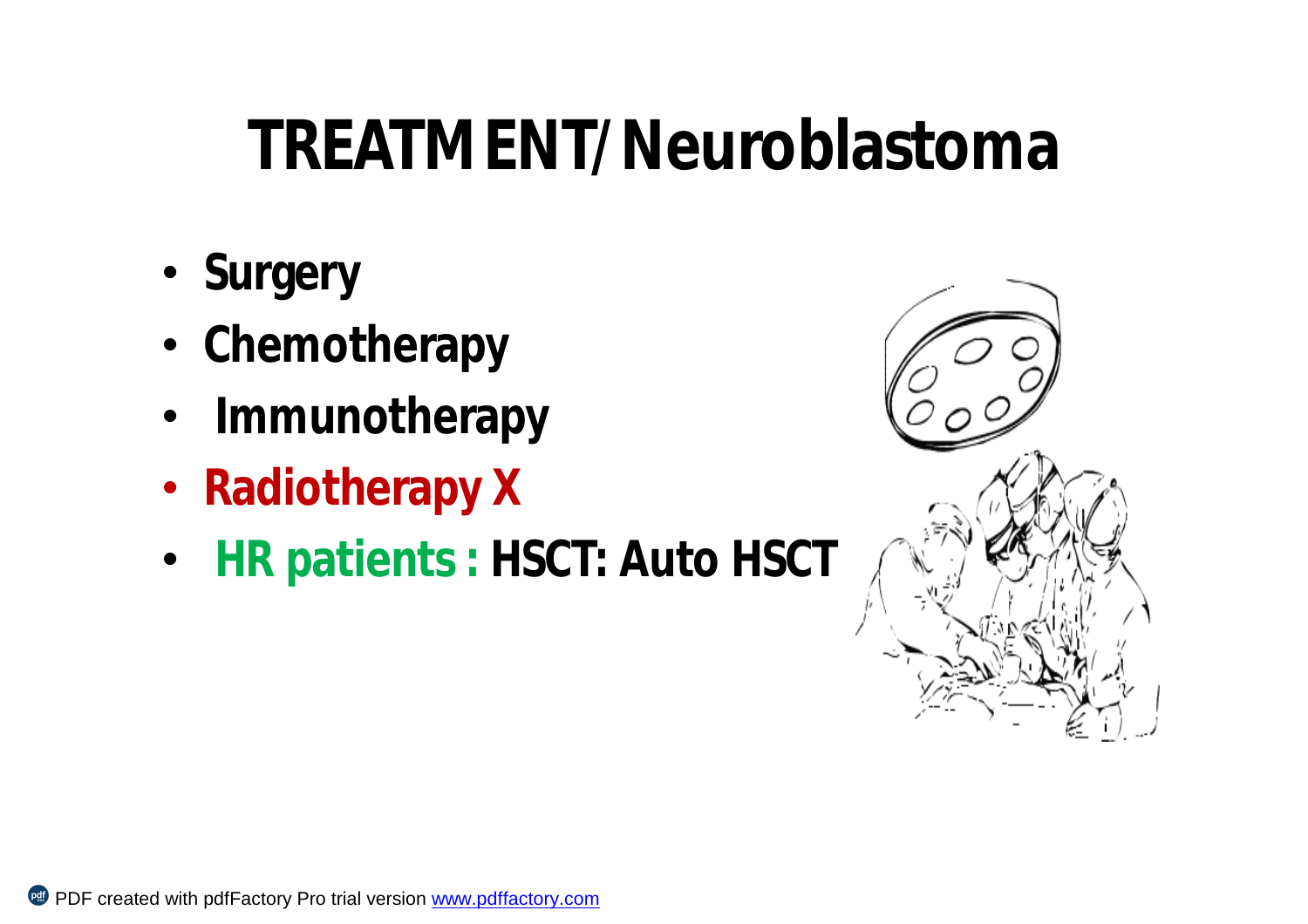# TREATMENT/Neuroblastoma

- Surgery
- Chemotherapy
- Immunotherapy
- Radiotherapy X
- HR patients : HSCT: Auto HSCT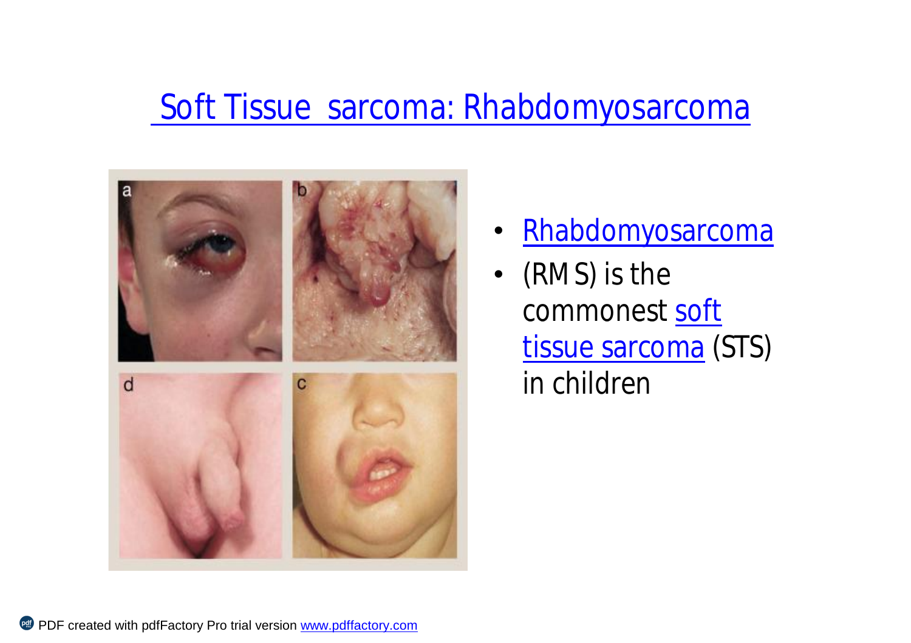# Soft Tissue sarcoma: Rhabdomyosarcoma

- Rhabdomyosarcoma
- (RMS) is the commonest soft tissue sarcoma (STS) in children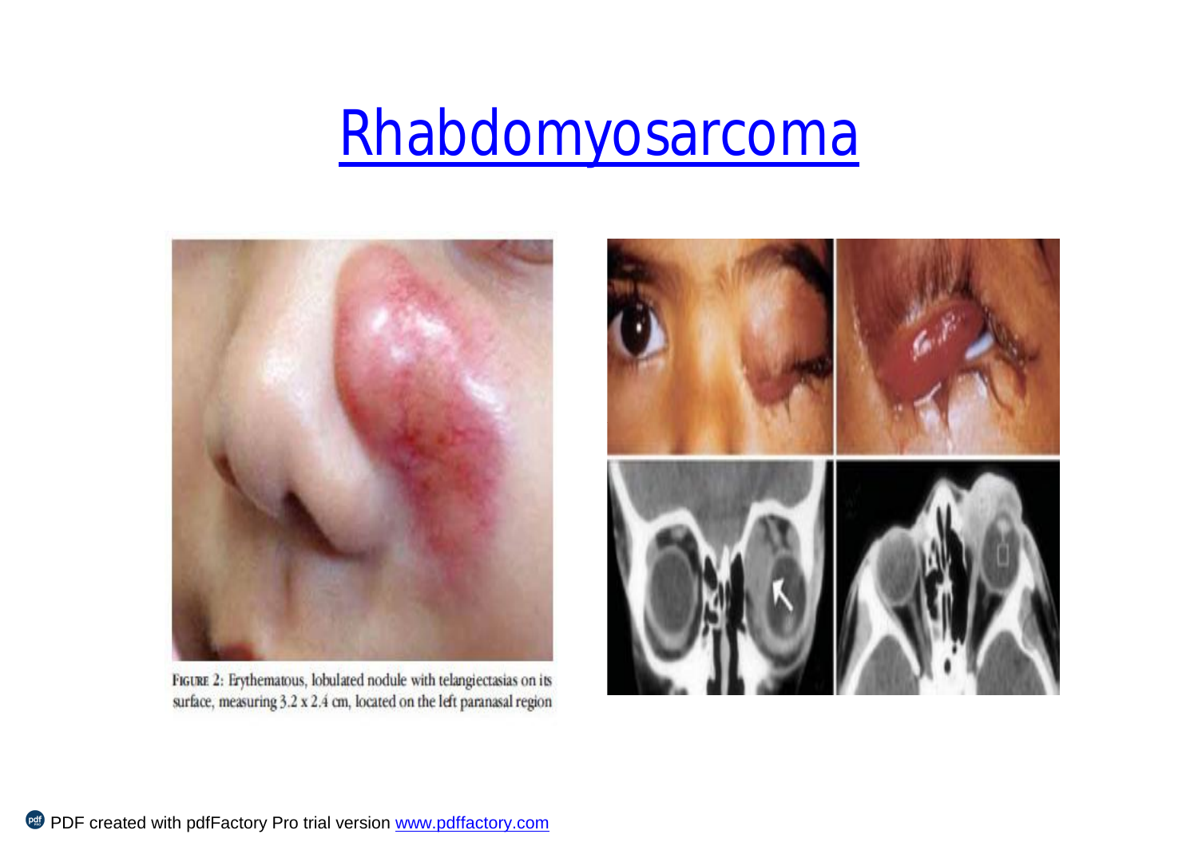# Rhabdomyosarcoma

FIGURE 2: Erythematous, lobulated nodule with telangiectasias on its surface, measuring 3.2 x 2.4 cm, located on the left paranasal region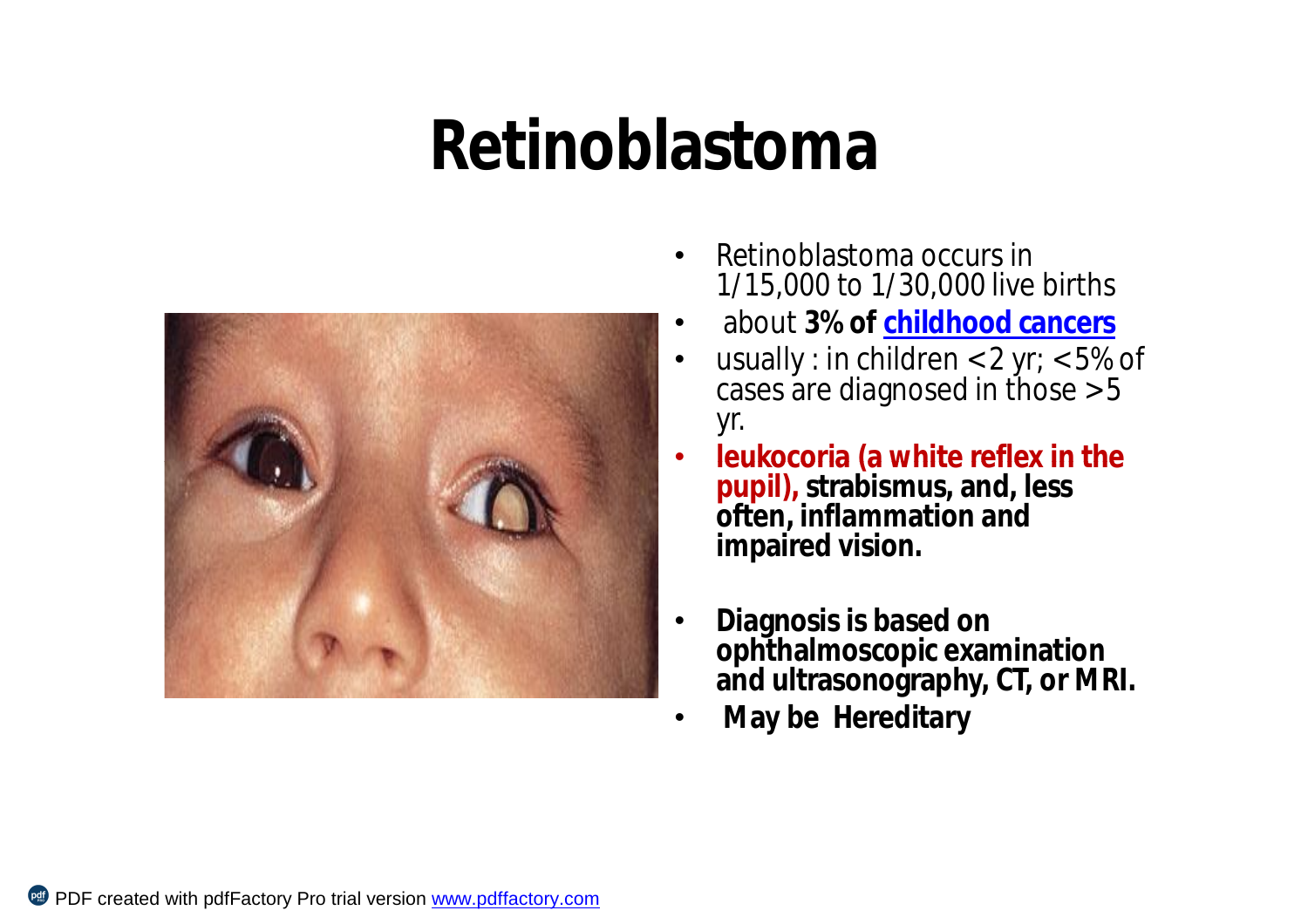# Retinoblastoma

- Retinoblastoma occurs in 1/15,000 to 1/30,000 live births
- about **3% of childhood cancers**
- usually : in children <2 yr; <5% of cases are diagnosed in those >5 yr.
- **leukocoria (a white reflex in the pupil), strabismus, and, less often, inflammation and impaired vision.**
- **Diagnosis is based on ophthalmoscopic examination and ultrasonography, CT, or MRI.**
- **May be Hereditary**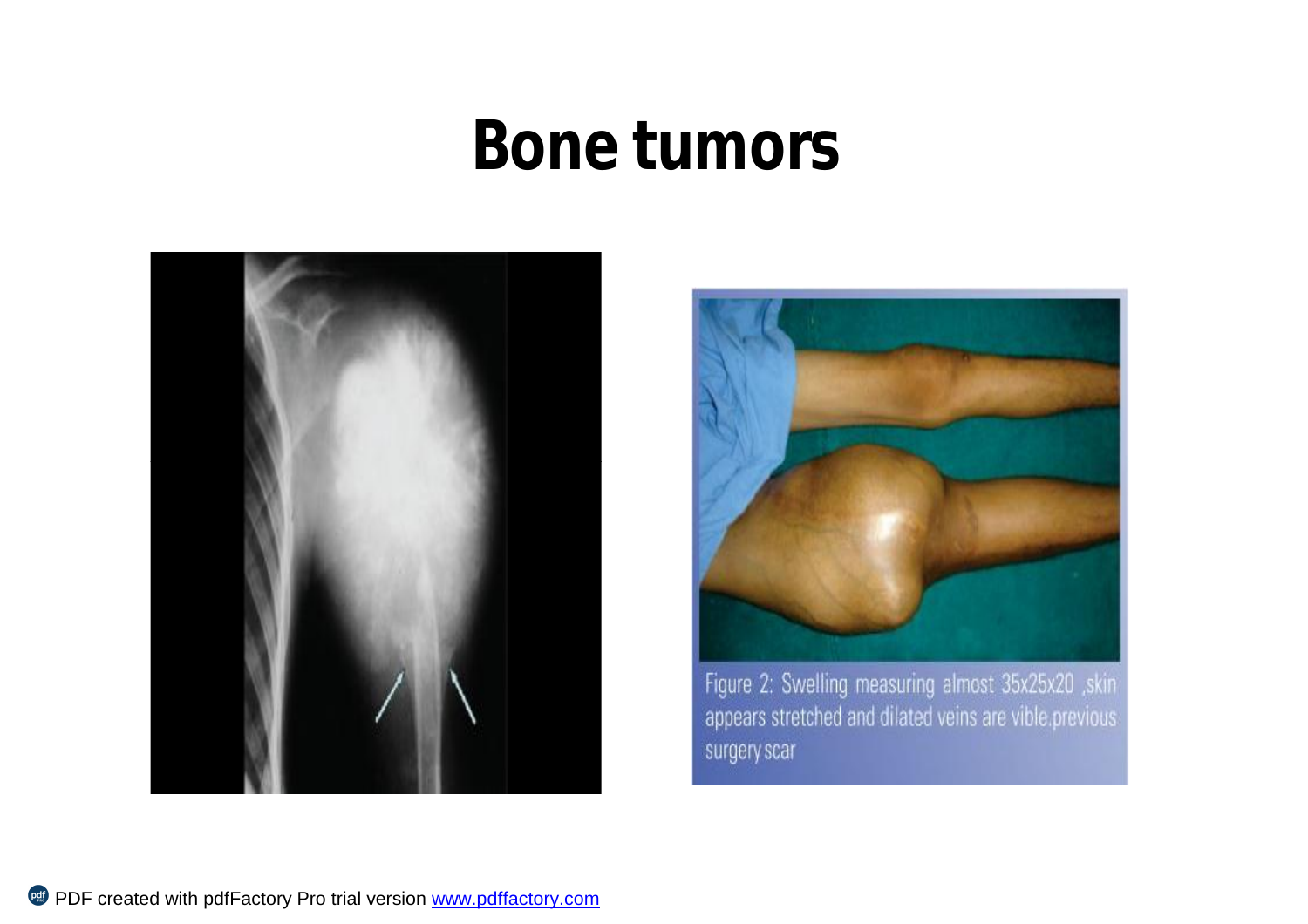# Bone tumors

Figure 2: Swelling measuring almost 35x25x20 ,skin appears stretched and dilated veins are vible.previous surgery scar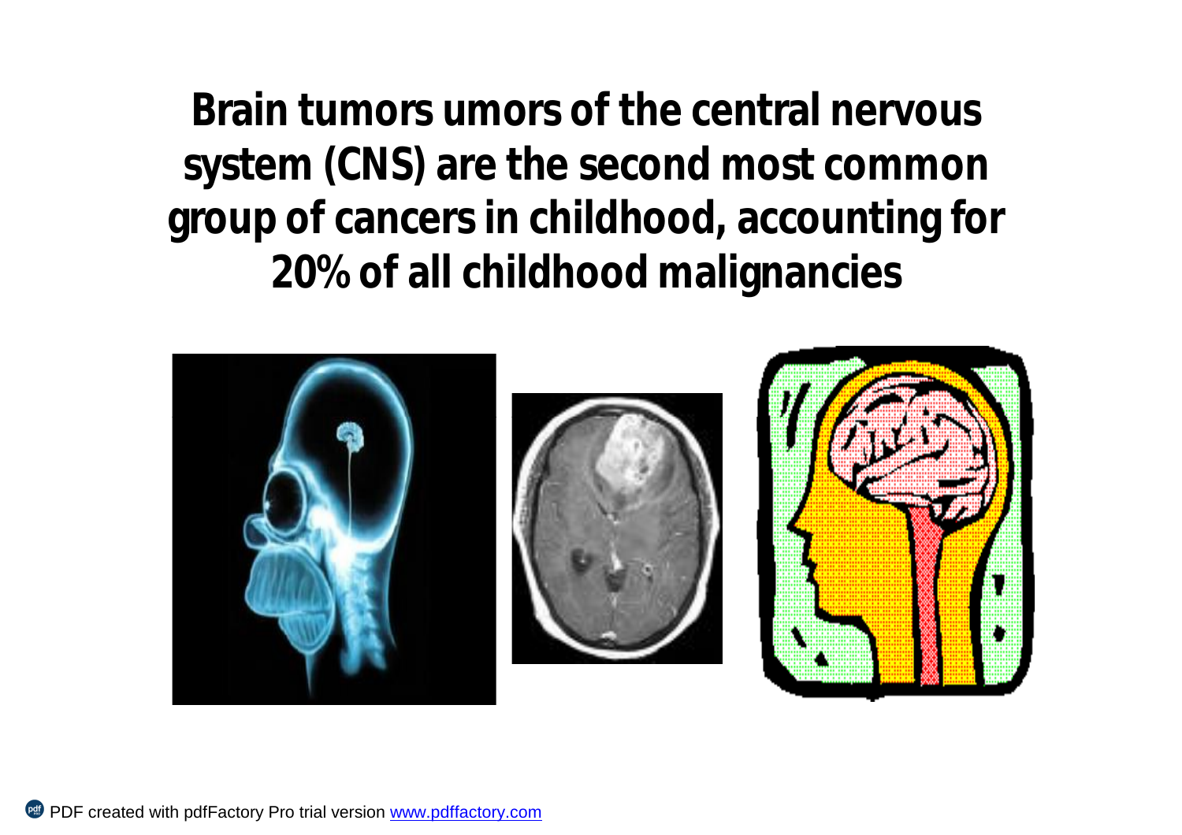**Brain tumors umors of the central nervous system (CNS) are the second most common group of cancers in childhood, accounting for 20% of all childhood malignancies**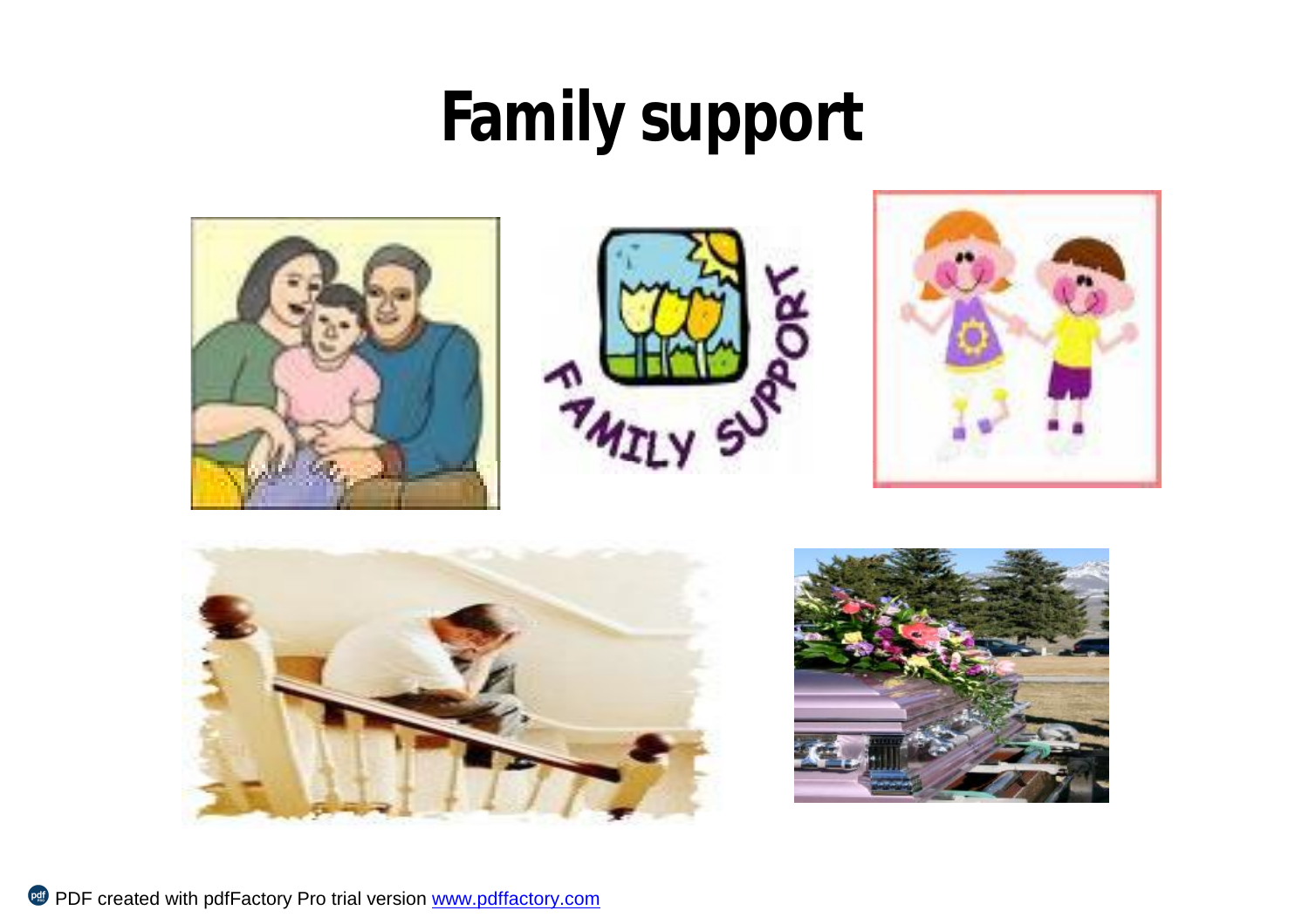# Family support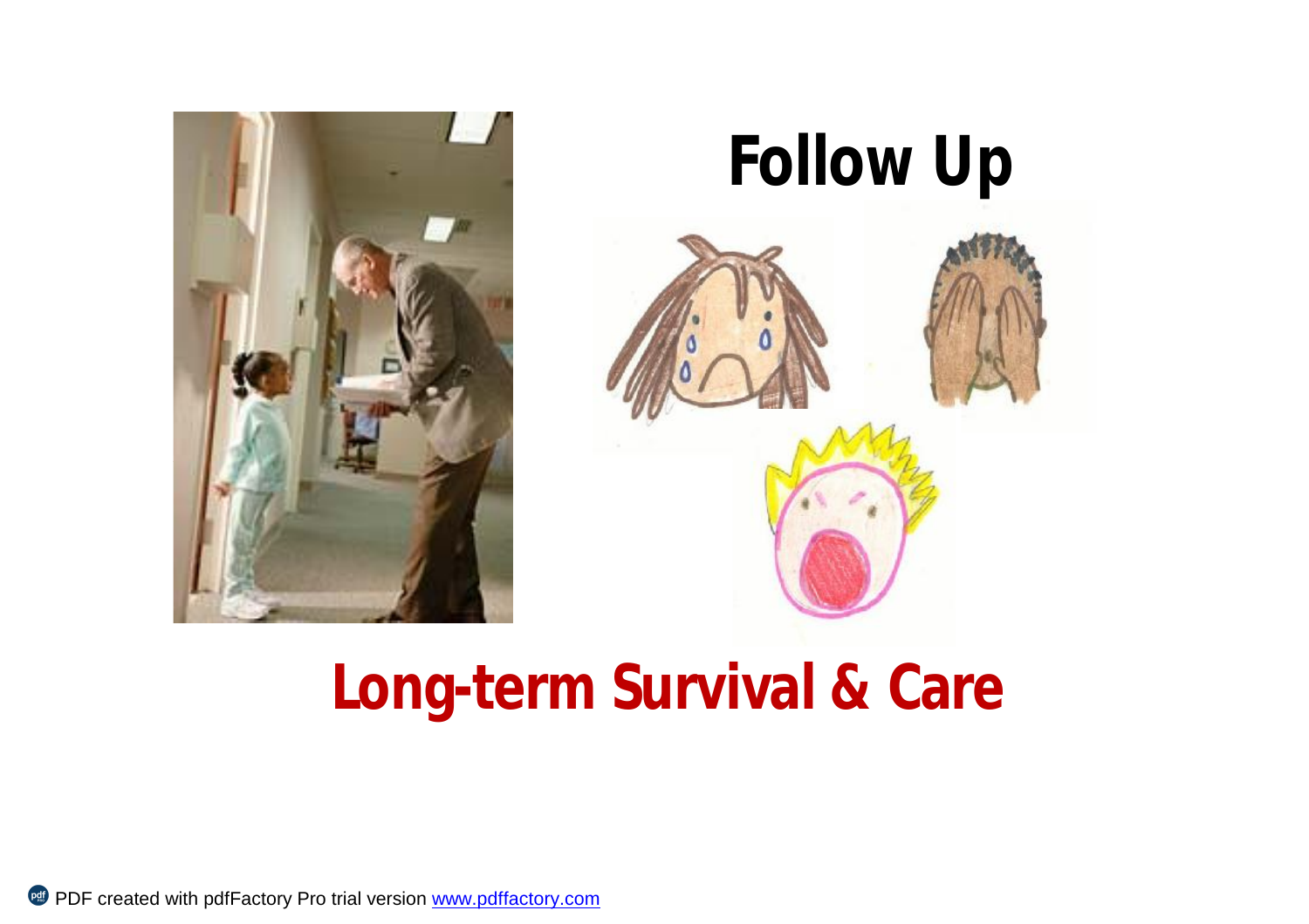# Follow Up

# Long-term Survival & Care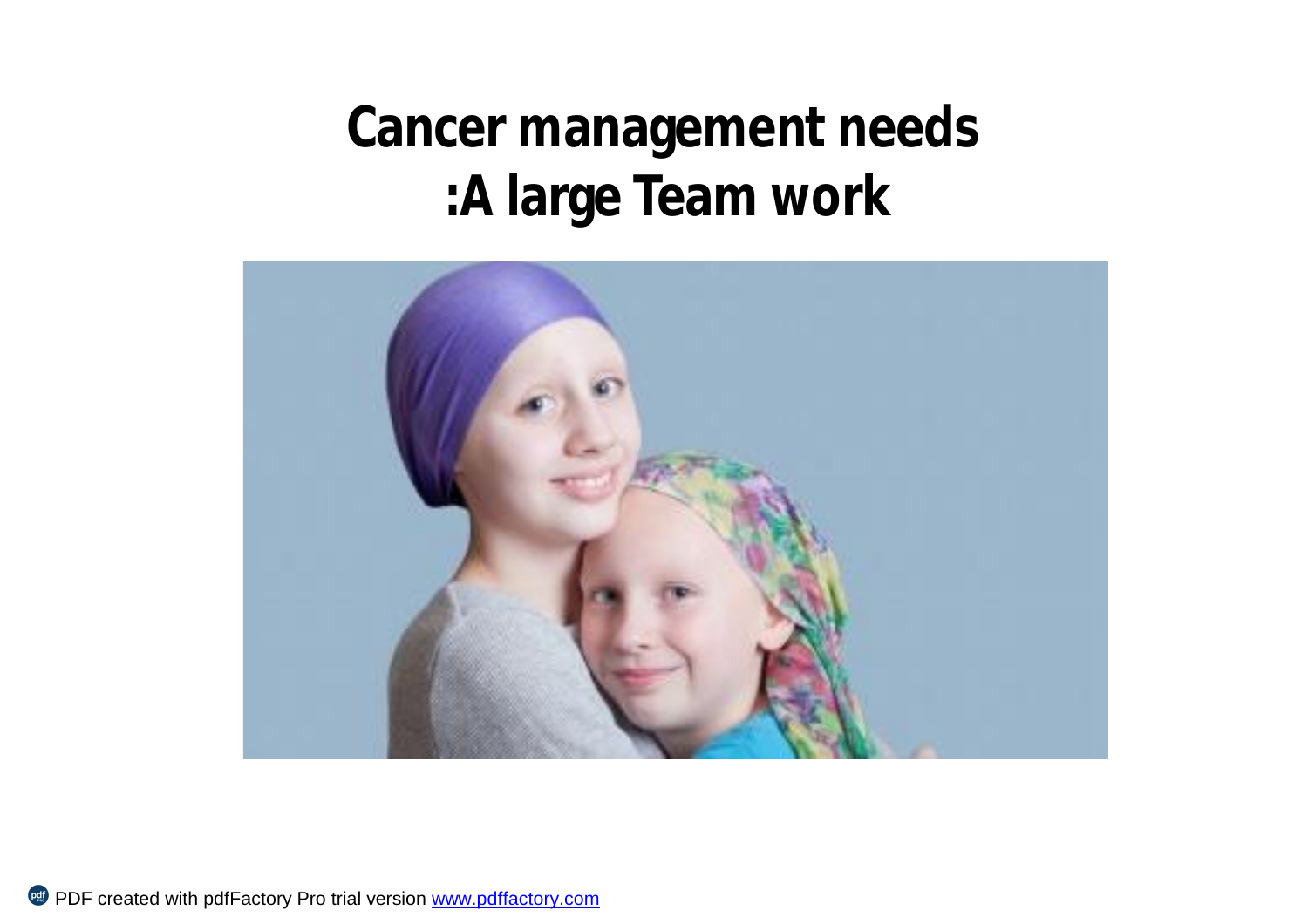# Cancer management needs :A large Team work